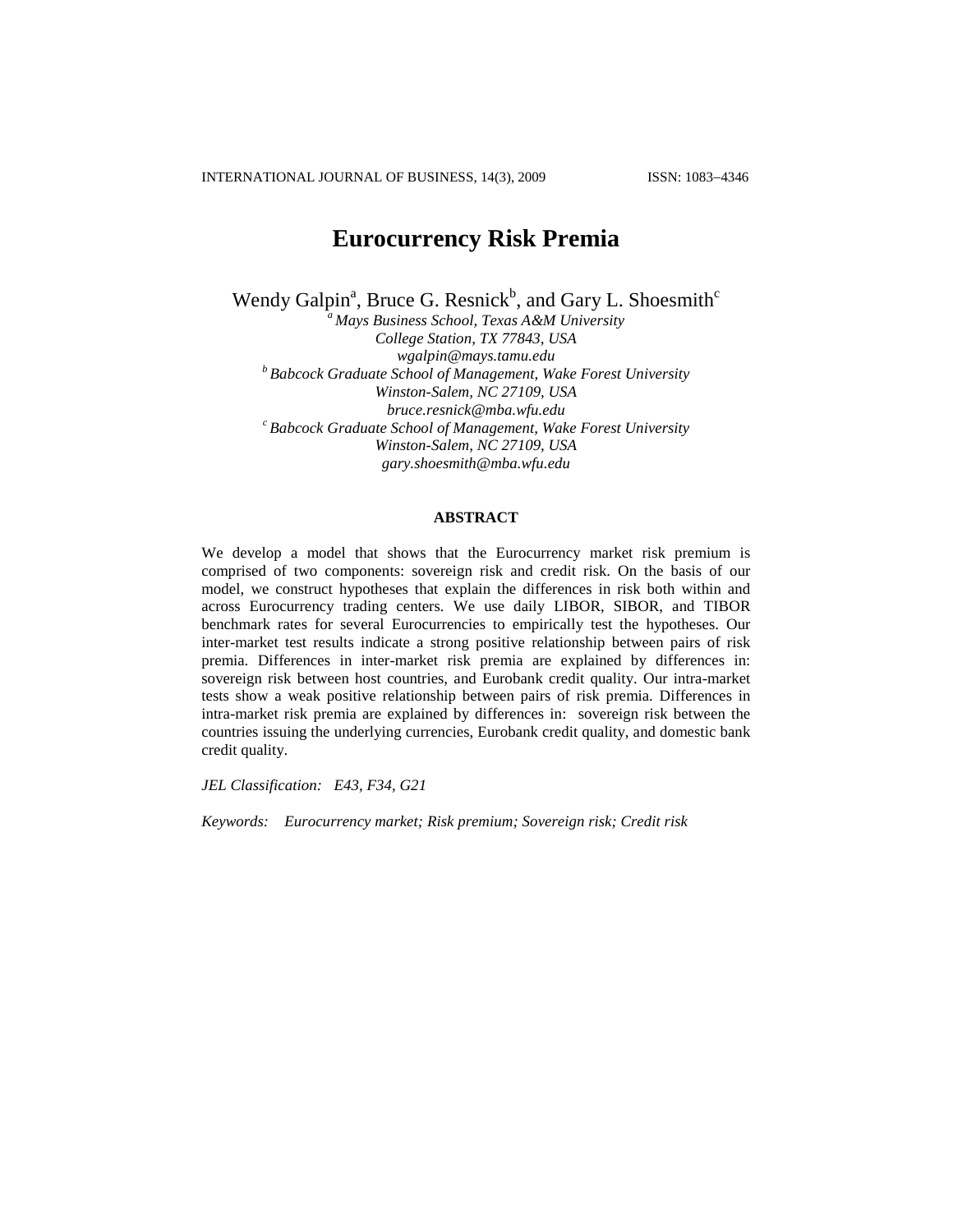# Eurocurrency Risk Premia

Wendy Galpin[a], Bruce G. Resnick[b], and Gary L. Shoesmith[c]

[a] *Mays Business School, Texas A&M University*
*College Station, TX 77843, USA*
*wgalpin@mays.tamu.edu*

[b] *Babcock Graduate School of Management, Wake Forest University*
*Winston-Salem, NC 27109, USA*
*bruce.resnick@mba.wfu.edu*

[c] *Babcock Graduate School of Management, Wake Forest University*
*Winston-Salem, NC 27109, USA*
*gary.shoesmith@mba.wfu.edu*

## ABSTRACT

We develop a model that shows that the Eurocurrency market risk premium is comprised of two components: sovereign risk and credit risk. On the basis of our model, we construct hypotheses that explain the differences in risk both within and across Eurocurrency trading centers. We use daily LIBOR, SIBOR, and TIBOR benchmark rates for several Eurocurrencies to empirically test the hypotheses. Our inter-market test results indicate a strong positive relationship between pairs of risk premia. Differences in inter-market risk premia are explained by differences in: sovereign risk between host countries, and Eurobank credit quality. Our intra-market tests show a weak positive relationship between pairs of risk premia. Differences in intra-market risk premia are explained by differences in: sovereign risk between the countries issuing the underlying currencies, Eurobank credit quality, and domestic bank credit quality.

*JEL Classification:* *E43, F34, G21*

*Keywords:* *Eurocurrency market; Risk premium; Sovereign risk; Credit risk*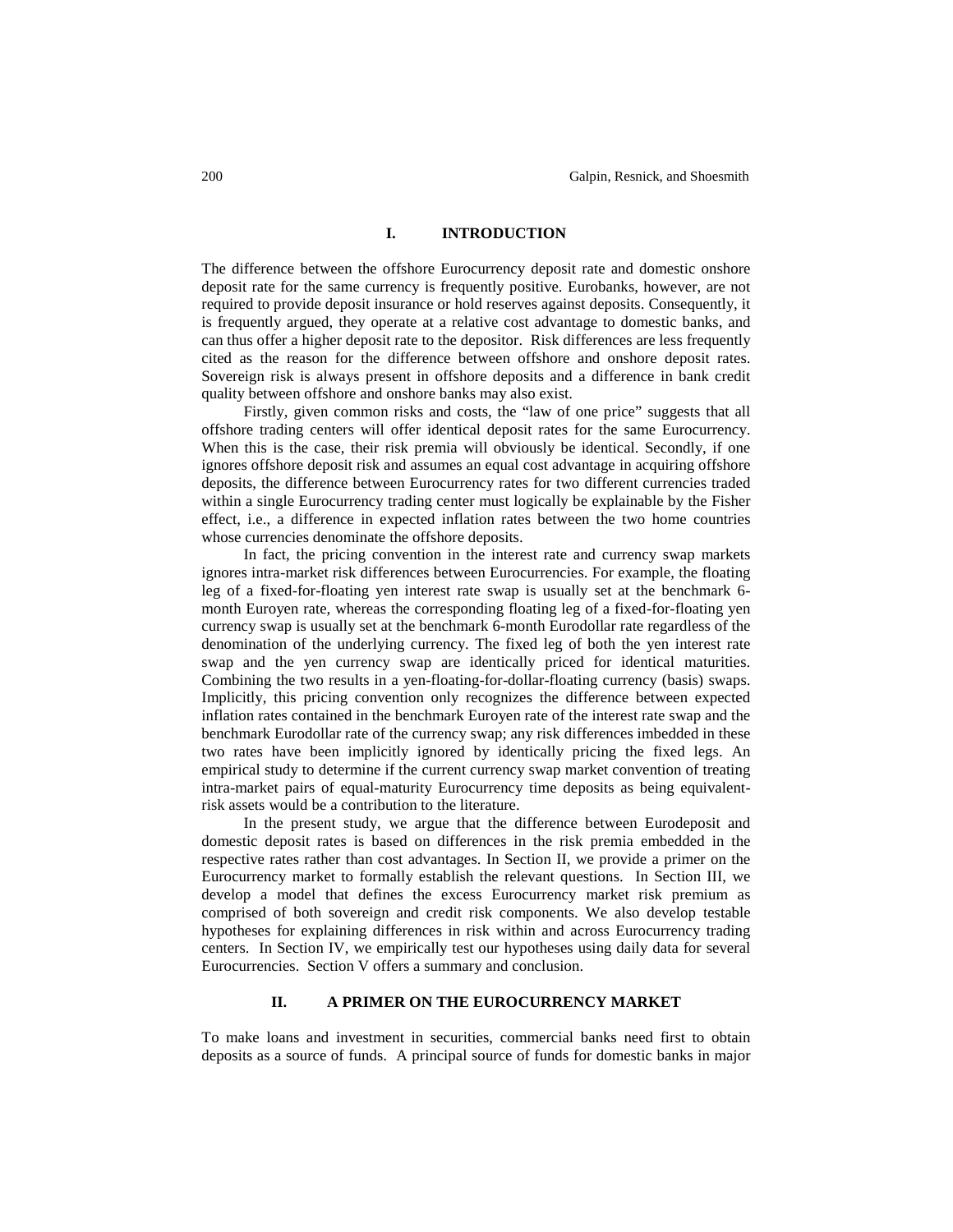## I. INTRODUCTION

The difference between the offshore Eurocurrency deposit rate and domestic onshore deposit rate for the same currency is frequently positive. Eurobanks, however, are not required to provide deposit insurance or hold reserves against deposits. Consequently, it is frequently argued, they operate at a relative cost advantage to domestic banks, and can thus offer a higher deposit rate to the depositor. Risk differences are less frequently cited as the reason for the difference between offshore and onshore deposit rates. Sovereign risk is always present in offshore deposits and a difference in bank credit quality between offshore and onshore banks may also exist.

Firstly, given common risks and costs, the "law of one price" suggests that all offshore trading centers will offer identical deposit rates for the same Eurocurrency. When this is the case, their risk premia will obviously be identical. Secondly, if one ignores offshore deposit risk and assumes an equal cost advantage in acquiring offshore deposits, the difference between Eurocurrency rates for two different currencies traded within a single Eurocurrency trading center must logically be explainable by the Fisher effect, i.e., a difference in expected inflation rates between the two home countries whose currencies denominate the offshore deposits.

In fact, the pricing convention in the interest rate and currency swap markets ignores intra-market risk differences between Eurocurrencies. For example, the floating leg of a fixed-for-floating yen interest rate swap is usually set at the benchmark 6-month Euroyen rate, whereas the corresponding floating leg of a fixed-for-floating yen currency swap is usually set at the benchmark 6-month Eurodollar rate regardless of the denomination of the underlying currency. The fixed leg of both the yen interest rate swap and the yen currency swap are identically priced for identical maturities. Combining the two results in a yen-floating-for-dollar-floating currency (basis) swaps. Implicitly, this pricing convention only recognizes the difference between expected inflation rates contained in the benchmark Euroyen rate of the interest rate swap and the benchmark Eurodollar rate of the currency swap; any risk differences imbedded in these two rates have been implicitly ignored by identically pricing the fixed legs. An empirical study to determine if the current currency swap market convention of treating intra-market pairs of equal-maturity Eurocurrency time deposits as being equivalent-risk assets would be a contribution to the literature.

In the present study, we argue that the difference between Eurodeposit and domestic deposit rates is based on differences in the risk premia embedded in the respective rates rather than cost advantages. In Section II, we provide a primer on the Eurocurrency market to formally establish the relevant questions. In Section III, we develop a model that defines the excess Eurocurrency market risk premium as comprised of both sovereign and credit risk components. We also develop testable hypotheses for explaining differences in risk within and across Eurocurrency trading centers. In Section IV, we empirically test our hypotheses using daily data for several Eurocurrencies. Section V offers a summary and conclusion.

## II. A PRIMER ON THE EUROCURRENCY MARKET

To make loans and investment in securities, commercial banks need first to obtain deposits as a source of funds. A principal source of funds for domestic banks in major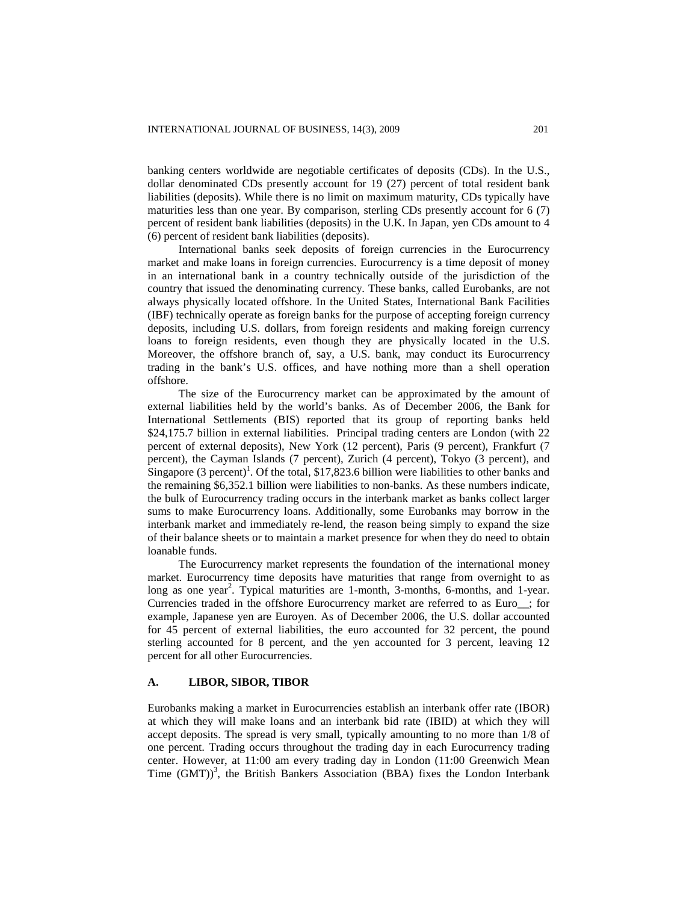banking centers worldwide are negotiable certificates of deposits (CDs). In the U.S., dollar denominated CDs presently account for 19 (27) percent of total resident bank liabilities (deposits). While there is no limit on maximum maturity, CDs typically have maturities less than one year. By comparison, sterling CDs presently account for 6 (7) percent of resident bank liabilities (deposits) in the U.K. In Japan, yen CDs amount to 4 (6) percent of resident bank liabilities (deposits).

International banks seek deposits of foreign currencies in the Eurocurrency market and make loans in foreign currencies. Eurocurrency is a time deposit of money in an international bank in a country technically outside of the jurisdiction of the country that issued the denominating currency. These banks, called Eurobanks, are not always physically located offshore. In the United States, International Bank Facilities (IBF) technically operate as foreign banks for the purpose of accepting foreign currency deposits, including U.S. dollars, from foreign residents and making foreign currency loans to foreign residents, even though they are physically located in the U.S. Moreover, the offshore branch of, say, a U.S. bank, may conduct its Eurocurrency trading in the bank's U.S. offices, and have nothing more than a shell operation offshore.

The size of the Eurocurrency market can be approximated by the amount of external liabilities held by the world's banks. As of December 2006, the Bank for International Settlements (BIS) reported that its group of reporting banks held $24,175.7 billion in external liabilities. Principal trading centers are London (with 22 percent of external deposits), New York (12 percent), Paris (9 percent), Frankfurt (7 percent), the Cayman Islands (7 percent), Zurich (4 percent), Tokyo (3 percent), and Singapore (3 percent)[1]. Of the total, $17,823.6 billion were liabilities to other banks and the remaining $6,352.1 billion were liabilities to non-banks. As these numbers indicate, the bulk of Eurocurrency trading occurs in the interbank market as banks collect larger sums to make Eurocurrency loans. Additionally, some Eurobanks may borrow in the interbank market and immediately re-lend, the reason being simply to expand the size of their balance sheets or to maintain a market presence for when they do need to obtain loanable funds.

The Eurocurrency market represents the foundation of the international money market. Eurocurrency time deposits have maturities that range from overnight to as long as one year[2]. Typical maturities are 1-month, 3-months, 6-months, and 1-year. Currencies traded in the offshore Eurocurrency market are referred to as Euro__; for example, Japanese yen are Euroyen. As of December 2006, the U.S. dollar accounted for 45 percent of external liabilities, the euro accounted for 32 percent, the pound sterling accounted for 8 percent, and the yen accounted for 3 percent, leaving 12 percent for all other Eurocurrencies.

## A. LIBOR, SIBOR, TIBOR

Eurobanks making a market in Eurocurrencies establish an interbank offer rate (IBOR) at which they will make loans and an interbank bid rate (IBID) at which they will accept deposits. The spread is very small, typically amounting to no more than 1/8 of one percent. Trading occurs throughout the trading day in each Eurocurrency trading center. However, at 11:00 am every trading day in London (11:00 Greenwich Mean Time (GMT))[3], the British Bankers Association (BBA) fixes the London Interbank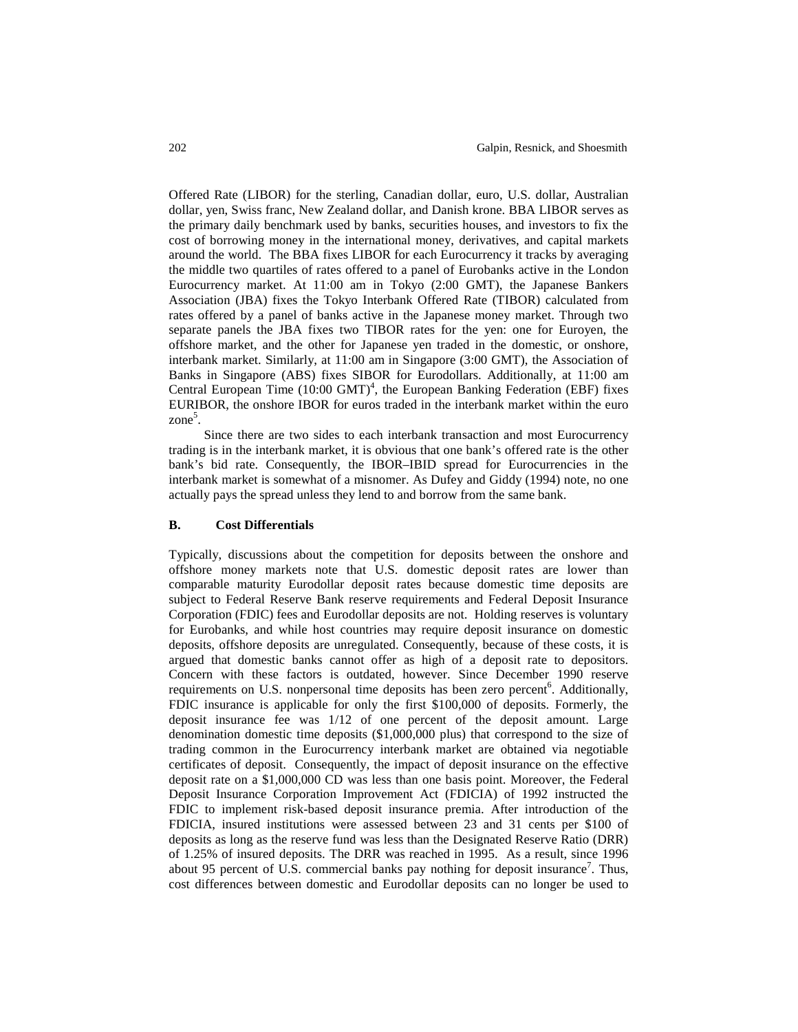Offered Rate (LIBOR) for the sterling, Canadian dollar, euro, U.S. dollar, Australian dollar, yen, Swiss franc, New Zealand dollar, and Danish krone. BBA LIBOR serves as the primary daily benchmark used by banks, securities houses, and investors to fix the cost of borrowing money in the international money, derivatives, and capital markets around the world. The BBA fixes LIBOR for each Eurocurrency it tracks by averaging the middle two quartiles of rates offered to a panel of Eurobanks active in the London Eurocurrency market. At 11:00 am in Tokyo (2:00 GMT), the Japanese Bankers Association (JBA) fixes the Tokyo Interbank Offered Rate (TIBOR) calculated from rates offered by a panel of banks active in the Japanese money market. Through two separate panels the JBA fixes two TIBOR rates for the yen: one for Euroyen, the offshore market, and the other for Japanese yen traded in the domestic, or onshore, interbank market. Similarly, at 11:00 am in Singapore (3:00 GMT), the Association of Banks in Singapore (ABS) fixes SIBOR for Eurodollars. Additionally, at 11:00 am Central European Time (10:00 GMT)[4], the European Banking Federation (EBF) fixes EURIBOR, the onshore IBOR for euros traded in the interbank market within the euro zone[5].

Since there are two sides to each interbank transaction and most Eurocurrency trading is in the interbank market, it is obvious that one bank's offered rate is the other bank's bid rate. Consequently, the IBOR–IBID spread for Eurocurrencies in the interbank market is somewhat of a misnomer. As Dufey and Giddy (1994) note, no one actually pays the spread unless they lend to and borrow from the same bank.

### B. Cost Differentials

Typically, discussions about the competition for deposits between the onshore and offshore money markets note that U.S. domestic deposit rates are lower than comparable maturity Eurodollar deposit rates because domestic time deposits are subject to Federal Reserve Bank reserve requirements and Federal Deposit Insurance Corporation (FDIC) fees and Eurodollar deposits are not. Holding reserves is voluntary for Eurobanks, and while host countries may require deposit insurance on domestic deposits, offshore deposits are unregulated. Consequently, because of these costs, it is argued that domestic banks cannot offer as high of a deposit rate to depositors. Concern with these factors is outdated, however. Since December 1990 reserve requirements on U.S. nonpersonal time deposits has been zero percent[6]. Additionally, FDIC insurance is applicable for only the first \$100,000 of deposits. Formerly, the deposit insurance fee was 1/12 of one percent of the deposit amount. Large denomination domestic time deposits (\$1,000,000 plus) that correspond to the size of trading common in the Eurocurrency interbank market are obtained via negotiable certificates of deposit. Consequently, the impact of deposit insurance on the effective deposit rate on a \$1,000,000 CD was less than one basis point. Moreover, the Federal Deposit Insurance Corporation Improvement Act (FDICIA) of 1992 instructed the FDIC to implement risk-based deposit insurance premia. After introduction of the FDICIA, insured institutions were assessed between 23 and 31 cents per \$100 of deposits as long as the reserve fund was less than the Designated Reserve Ratio (DRR) of 1.25% of insured deposits. The DRR was reached in 1995. As a result, since 1996 about 95 percent of U.S. commercial banks pay nothing for deposit insurance[7]. Thus, cost differences between domestic and Eurodollar deposits can no longer be used to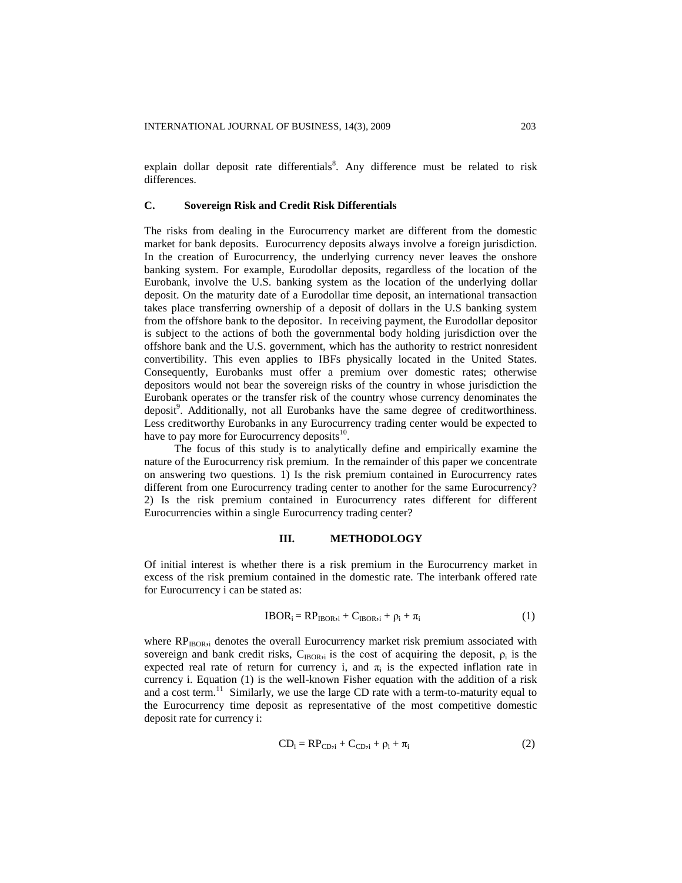explain dollar deposit rate differentials[8]. Any difference must be related to risk differences.

### C. Sovereign Risk and Credit Risk Differentials

The risks from dealing in the Eurocurrency market are different from the domestic market for bank deposits. Eurocurrency deposits always involve a foreign jurisdiction. In the creation of Eurocurrency, the underlying currency never leaves the onshore banking system. For example, Eurodollar deposits, regardless of the location of the Eurobank, involve the U.S. banking system as the location of the underlying dollar deposit. On the maturity date of a Eurodollar time deposit, an international transaction takes place transferring ownership of a deposit of dollars in the U.S banking system from the offshore bank to the depositor. In receiving payment, the Eurodollar depositor is subject to the actions of both the governmental body holding jurisdiction over the offshore bank and the U.S. government, which has the authority to restrict nonresident convertibility. This even applies to IBFs physically located in the United States. Consequently, Eurobanks must offer a premium over domestic rates; otherwise depositors would not bear the sovereign risks of the country in whose jurisdiction the Eurobank operates or the transfer risk of the country whose currency denominates the deposit[9]. Additionally, not all Eurobanks have the same degree of creditworthiness. Less creditworthy Eurobanks in any Eurocurrency trading center would be expected to have to pay more for Eurocurrency deposits[10].

The focus of this study is to analytically define and empirically examine the nature of the Eurocurrency risk premium. In the remainder of this paper we concentrate on answering two questions. 1) Is the risk premium contained in Eurocurrency rates different from one Eurocurrency trading center to another for the same Eurocurrency? 2) Is the risk premium contained in Eurocurrency rates different for different Eurocurrencies within a single Eurocurrency trading center?

## III. METHODOLOGY

Of initial interest is whether there is a risk premium in the Eurocurrency market in excess of the risk premium contained in the domestic rate. The interbank offered rate for Eurocurrency i can be stated as:

$$IBOR_i = RP_{IBOR,i} + C_{IBOR,i} + \rho_i + \pi_i \tag{1}$$

where $RP_{IBOR,i}$ denotes the overall Eurocurrency market risk premium associated with sovereign and bank credit risks, $C_{IBOR,i}$ is the cost of acquiring the deposit, $\rho_i$ is the expected real rate of return for currency i, and $\pi_i$ is the expected inflation rate in currency i. Equation (1) is the well-known Fisher equation with the addition of a risk and a cost term.[11] Similarly, we use the large CD rate with a term-to-maturity equal to the Eurocurrency time deposit as representative of the most competitive domestic deposit rate for currency i:

$$CD_i = RP_{CD,i} + C_{CD,i} + \rho_i + \pi_i \tag{2}$$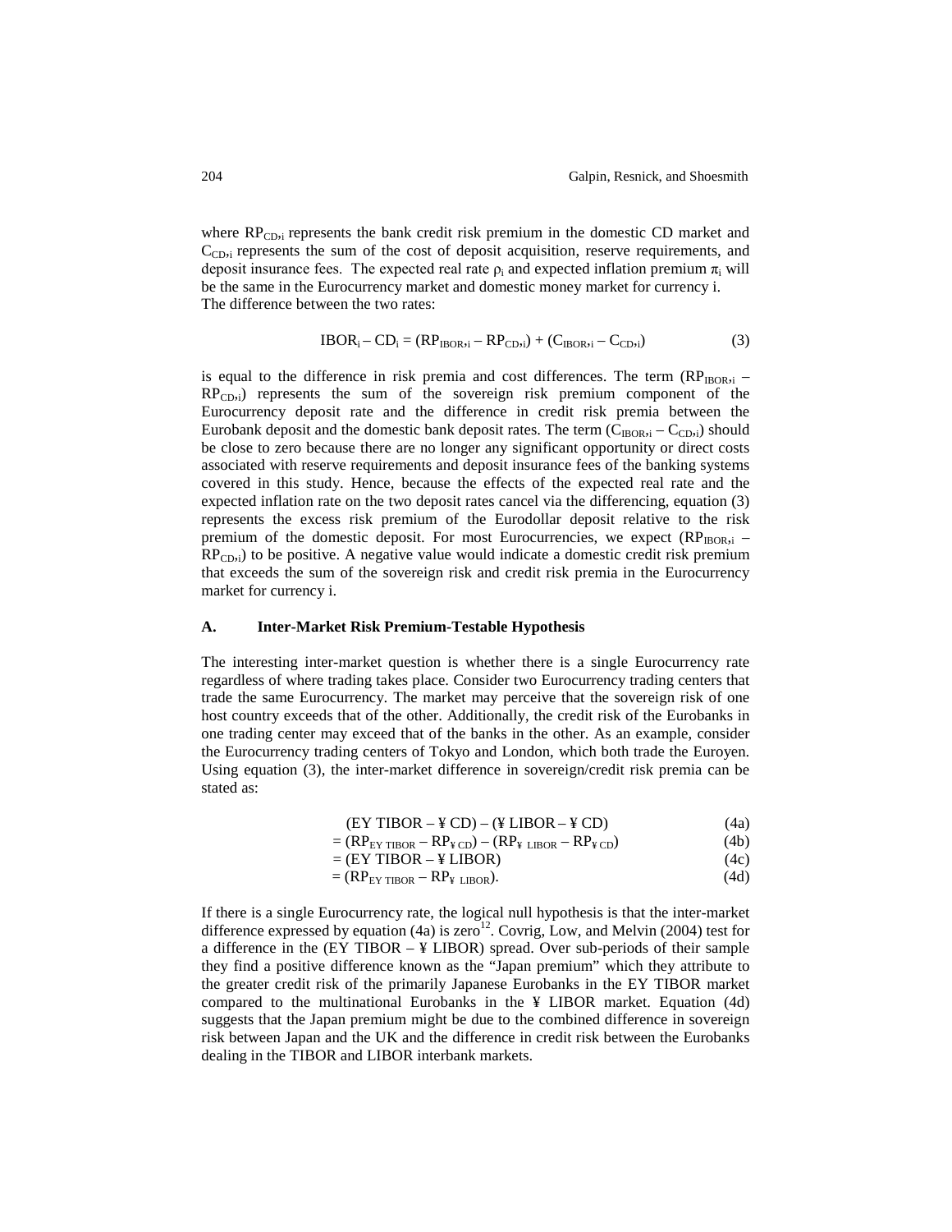where $RP_{CD,i}$ represents the bank credit risk premium in the domestic CD market and $C_{CD,i}$ represents the sum of the cost of deposit acquisition, reserve requirements, and deposit insurance fees. The expected real rate $\rho_i$ and expected inflation premium $\pi_i$ will be the same in the Eurocurrency market and domestic money market for currency i.
The difference between the two rates:

$$IBOR_i - CD_i = (RP_{IBOR,i} - RP_{CD,i}) + (C_{IBOR,i} - C_{CD,i}) \quad (3)$$

is equal to the difference in risk premia and cost differences. The term $(RP_{IBOR,i} - RP_{CD,i})$ represents the sum of the sovereign risk premium component of the Eurocurrency deposit rate and the difference in credit risk premia between the Eurobank deposit and the domestic bank deposit rates. The term $(C_{IBOR,i} - C_{CD,i})$ should be close to zero because there are no longer any significant opportunity or direct costs associated with reserve requirements and deposit insurance fees of the banking systems covered in this study. Hence, because the effects of the expected real rate and the expected inflation rate on the two deposit rates cancel via the differencing, equation (3) represents the excess risk premium of the Eurodollar deposit relative to the risk premium of the domestic deposit. For most Eurocurrencies, we expect $(RP_{IBOR,i} - RP_{CD,i})$ to be positive. A negative value would indicate a domestic credit risk premium that exceeds the sum of the sovereign risk and credit risk premia in the Eurocurrency market for currency i.

### A. Inter-Market Risk Premium-Testable Hypothesis

The interesting inter-market question is whether there is a single Eurocurrency rate regardless of where trading takes place. Consider two Eurocurrency trading centers that trade the same Eurocurrency. The market may perceive that the sovereign risk of one host country exceeds that of the other. Additionally, the credit risk of the Eurobanks in one trading center may exceed that of the banks in the other. As an example, consider the Eurocurrency trading centers of Tokyo and London, which both trade the Euroyen. Using equation (3), the inter-market difference in sovereign/credit risk premia can be stated as:

$$(\text{EY TIBOR} - \text{¥ CD}) - (\text{¥ LIBOR} - \text{¥ CD}) \quad (4a)$$

$$= (RP_{\text{EY TIBOR}} - RP_{\text{¥ CD}}) - (RP_{\text{¥ LIBOR}} - RP_{\text{¥ CD}}) \quad (4b)$$

$$= (\text{EY TIBOR} - \text{¥ LIBOR}) \quad (4c)$$

$$= (RP_{\text{EY TIBOR}} - RP_{\text{¥ LIBOR}}). \quad (4d)$$

If there is a single Eurocurrency rate, the logical null hypothesis is that the inter-market difference expressed by equation (4a) is zero[12]. Covrig, Low, and Melvin (2004) test for a difference in the (EY TIBOR – ¥ LIBOR) spread. Over sub-periods of their sample they find a positive difference known as the "Japan premium" which they attribute to the greater credit risk of the primarily Japanese Eurobanks in the EY TIBOR market compared to the multinational Eurobanks in the ¥ LIBOR market. Equation (4d) suggests that the Japan premium might be due to the combined difference in sovereign risk between Japan and the UK and the difference in credit risk between the Eurobanks dealing in the TIBOR and LIBOR interbank markets.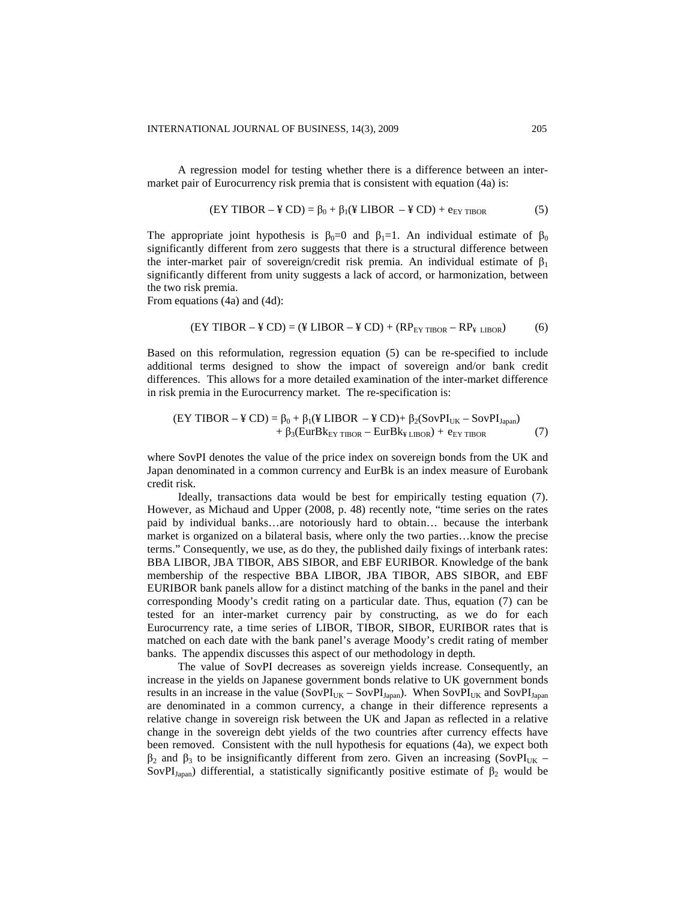A regression model for testing whether there is a difference between an inter-market pair of Eurocurrency risk premia that is consistent with equation (4a) is:

$$(\text{EY TIBOR} - \text{¥ CD}) = \beta_0 + \beta_1(\text{¥ LIBOR} - \text{¥ CD}) + e_{\text{EY TIBOR}} \tag{5}$$

The appropriate joint hypothesis is $\beta_0=0$ and $\beta_1=1$. An individual estimate of $\beta_0$ significantly different from zero suggests that there is a structural difference between the inter-market pair of sovereign/credit risk premia. An individual estimate of $\beta_1$ significantly different from unity suggests a lack of accord, or harmonization, between the two risk premia.

From equations (4a) and (4d):

$$(\text{EY TIBOR} - \text{¥ CD}) = (\text{¥ LIBOR} - \text{¥ CD}) + (RP_{\text{EY TIBOR}} - RP_{\text{¥ LIBOR}}) \tag{6}$$

Based on this reformulation, regression equation (5) can be re-specified to include additional terms designed to show the impact of sovereign and/or bank credit differences. This allows for a more detailed examination of the inter-market difference in risk premia in the Eurocurrency market. The re-specification is:

$$\begin{aligned}(\text{EY TIBOR} - \text{¥ CD}) = \beta_0 &+ \beta_1(\text{¥ LIBOR} - \text{¥ CD}) + \beta_2(\text{SovPI}_{\text{UK}} - \text{SovPI}_{\text{Japan}}) \\ &+ \beta_3(\text{EurBk}_{\text{EY TIBOR}} - \text{EurBk}_{\text{¥ LIBOR}}) + e_{\text{EY TIBOR}}\end{aligned} \tag{7}$$

where SovPI denotes the value of the price index on sovereign bonds from the UK and Japan denominated in a common currency and EurBk is an index measure of Eurobank credit risk.

Ideally, transactions data would be best for empirically testing equation (7). However, as Michaud and Upper (2008, p. 48) recently note, "time series on the rates paid by individual banks…are notoriously hard to obtain… because the interbank market is organized on a bilateral basis, where only the two parties…know the precise terms." Consequently, we use, as do they, the published daily fixings of interbank rates: BBA LIBOR, JBA TIBOR, ABS SIBOR, and EBF EURIBOR. Knowledge of the bank membership of the respective BBA LIBOR, JBA TIBOR, ABS SIBOR, and EBF EURIBOR bank panels allow for a distinct matching of the banks in the panel and their corresponding Moody's credit rating on a particular date. Thus, equation (7) can be tested for an inter-market currency pair by constructing, as we do for each Eurocurrency rate, a time series of LIBOR, TIBOR, SIBOR, EURIBOR rates that is matched on each date with the bank panel's average Moody's credit rating of member banks. The appendix discusses this aspect of our methodology in depth.

The value of SovPI decreases as sovereign yields increase. Consequently, an increase in the yields on Japanese government bonds relative to UK government bonds results in an increase in the value ($\text{SovPI}_{\text{UK}} - \text{SovPI}_{\text{Japan}}$). When $\text{SovPI}_{\text{UK}}$ and $\text{SovPI}_{\text{Japan}}$ are denominated in a common currency, a change in their difference represents a relative change in sovereign risk between the UK and Japan as reflected in a relative change in the sovereign debt yields of the two countries after currency effects have been removed. Consistent with the null hypothesis for equations (4a), we expect both $\beta_2$ and $\beta_3$ to be insignificantly different from zero. Given an increasing ($\text{SovPI}_{\text{UK}} - \text{SovPI}_{\text{Japan}}$) differential, a statistically significantly positive estimate of $\beta_2$ would be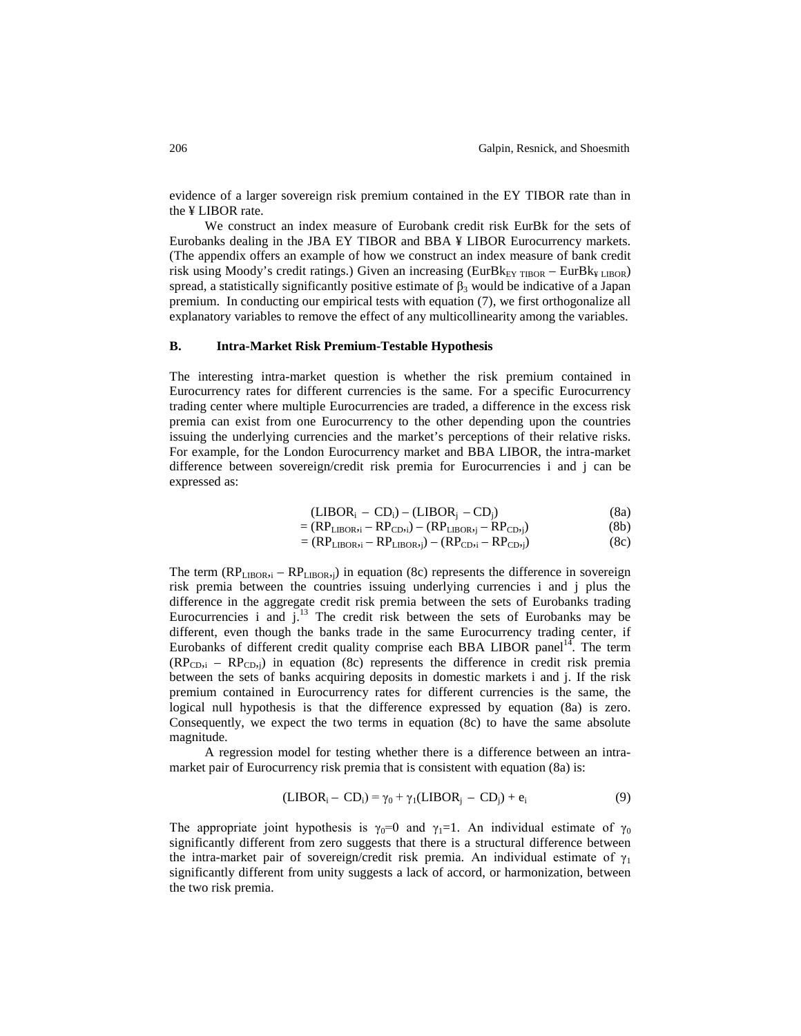evidence of a larger sovereign risk premium contained in the EY TIBOR rate than in the ¥ LIBOR rate.

We construct an index measure of Eurobank credit risk EurBk for the sets of Eurobanks dealing in the JBA EY TIBOR and BBA ¥ LIBOR Eurocurrency markets. (The appendix offers an example of how we construct an index measure of bank credit risk using Moody's credit ratings.) Given an increasing ($EurBk_{EY\ TIBOR} - EurBk_{¥\ LIBOR}$) spread, a statistically significantly positive estimate of $\beta_3$ would be indicative of a Japan premium. In conducting our empirical tests with equation (7), we first orthogonalize all explanatory variables to remove the effect of any multicollinearity among the variables.

## B. Intra-Market Risk Premium-Testable Hypothesis

The interesting intra-market question is whether the risk premium contained in Eurocurrency rates for different currencies is the same. For a specific Eurocurrency trading center where multiple Eurocurrencies are traded, a difference in the excess risk premia can exist from one Eurocurrency to the other depending upon the countries issuing the underlying currencies and the market's perceptions of their relative risks. For example, for the London Eurocurrency market and BBA LIBOR, the intra-market difference between sovereign/credit risk premia for Eurocurrencies i and j can be expressed as:

$$(LIBOR_i - CD_i) - (LIBOR_j - CD_j) \tag{8a}$$

$$= (RP_{LIBOR,i} - RP_{CD,i}) - (RP_{LIBOR,j} - RP_{CD,j}) \tag{8b}$$

$$= (RP_{LIBOR,i} - RP_{LIBOR,j}) - (RP_{CD,i} - RP_{CD,j}) \tag{8c}$$

The term ($RP_{LIBOR,i} - RP_{LIBOR,j}$) in equation (8c) represents the difference in sovereign risk premia between the countries issuing underlying currencies i and j plus the difference in the aggregate credit risk premia between the sets of Eurobanks trading Eurocurrencies i and j.[13] The credit risk between the sets of Eurobanks may be different, even though the banks trade in the same Eurocurrency trading center, if Eurobanks of different credit quality comprise each BBA LIBOR panel[14]. The term ($RP_{CD,i} - RP_{CD,j}$) in equation (8c) represents the difference in credit risk premia between the sets of banks acquiring deposits in domestic markets i and j. If the risk premium contained in Eurocurrency rates for different currencies is the same, the logical null hypothesis is that the difference expressed by equation (8a) is zero. Consequently, we expect the two terms in equation (8c) to have the same absolute magnitude.

A regression model for testing whether there is a difference between an intra-market pair of Eurocurrency risk premia that is consistent with equation (8a) is:

$$(LIBOR_i - CD_i) = \gamma_0 + \gamma_1(LIBOR_j - CD_j) + e_i \tag{9}$$

The appropriate joint hypothesis is $\gamma_0$=0 and $\gamma_1$=1. An individual estimate of $\gamma_0$ significantly different from zero suggests that there is a structural difference between the intra-market pair of sovereign/credit risk premia. An individual estimate of $\gamma_1$ significantly different from unity suggests a lack of accord, or harmonization, between the two risk premia.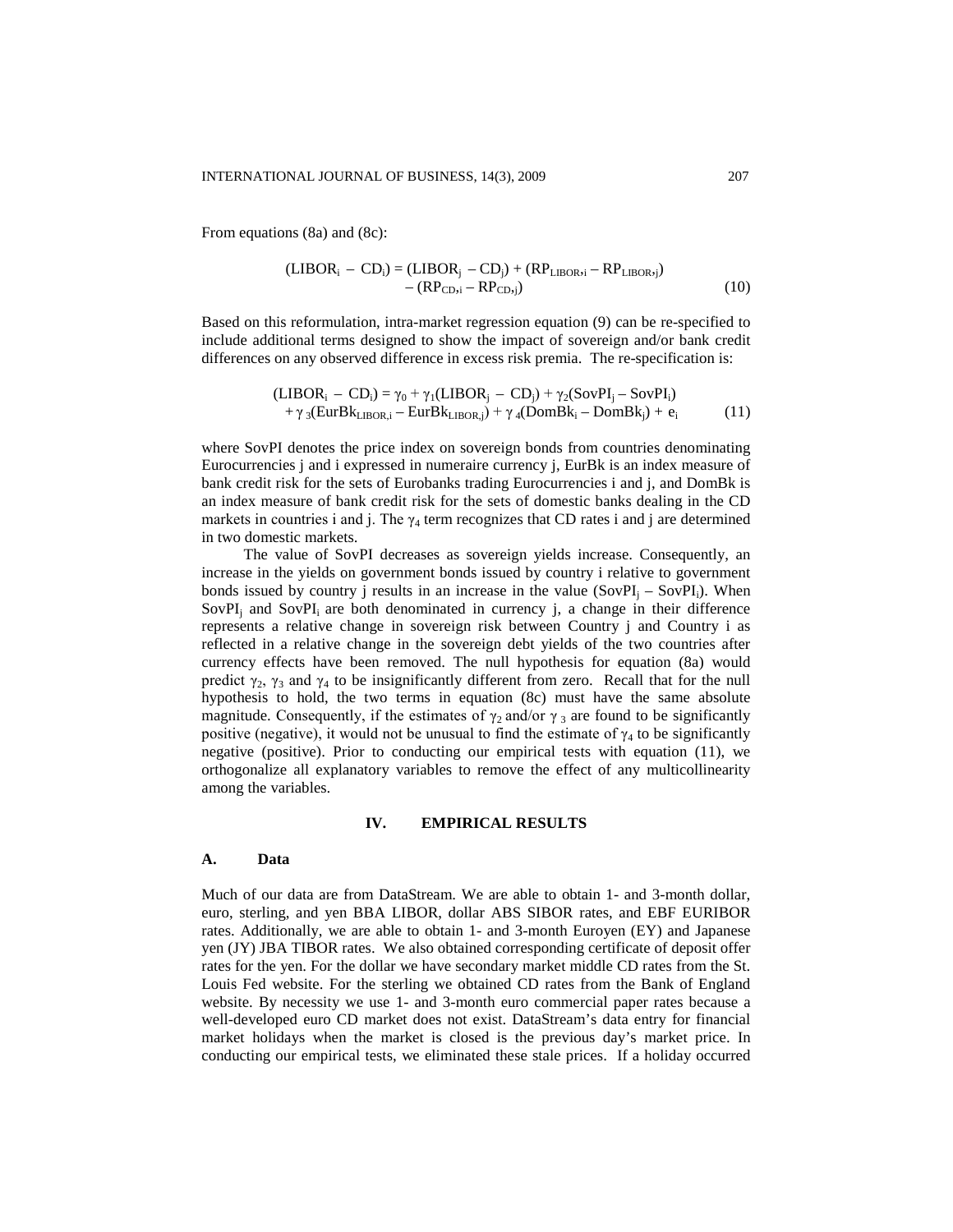From equations (8a) and (8c):

$$(\text{LIBOR}_i - \text{CD}_i) = (\text{LIBOR}_j - \text{CD}_j) + (\text{RP}_{\text{LIBOR},i} - \text{RP}_{\text{LIBOR},j}) - (\text{RP}_{\text{CD},i} - \text{RP}_{\text{CD},j}) \tag{10}$$

Based on this reformulation, intra-market regression equation (9) can be re-specified to include additional terms designed to show the impact of sovereign and/or bank credit differences on any observed difference in excess risk premia. The re-specification is:

$$(\text{LIBOR}_i - \text{CD}_i) = \gamma_0 + \gamma_1(\text{LIBOR}_j - \text{CD}_j) + \gamma_2(\text{SovPI}_j - \text{SovPI}_i) + \gamma_3(\text{EurBk}_{\text{LIBOR},i} - \text{EurBk}_{\text{LIBOR},j}) + \gamma_4(\text{DomBk}_i - \text{DomBk}_j) + e_i \tag{11}$$

where SovPI denotes the price index on sovereign bonds from countries denominating Eurocurrencies j and i expressed in numeraire currency j, EurBk is an index measure of bank credit risk for the sets of Eurobanks trading Eurocurrencies i and j, and DomBk is an index measure of bank credit risk for the sets of domestic banks dealing in the CD markets in countries i and j. The $\gamma_4$ term recognizes that CD rates i and j are determined in two domestic markets.

The value of SovPI decreases as sovereign yields increase. Consequently, an increase in the yields on government bonds issued by country i relative to government bonds issued by country j results in an increase in the value $(\text{SovPI}_j - \text{SovPI}_i)$. When $\text{SovPI}_j$ and $\text{SovPI}_i$ are both denominated in currency j, a change in their difference represents a relative change in sovereign risk between Country j and Country i as reflected in a relative change in the sovereign debt yields of the two countries after currency effects have been removed. The null hypothesis for equation (8a) would predict $\gamma_2$, $\gamma_3$ and $\gamma_4$ to be insignificantly different from zero. Recall that for the null hypothesis to hold, the two terms in equation (8c) must have the same absolute magnitude. Consequently, if the estimates of $\gamma_2$ and/or $\gamma_3$ are found to be significantly positive (negative), it would not be unusual to find the estimate of $\gamma_4$ to be significantly negative (positive). Prior to conducting our empirical tests with equation (11), we orthogonalize all explanatory variables to remove the effect of any multicollinearity among the variables.

## IV. EMPIRICAL RESULTS

### A. Data

Much of our data are from DataStream. We are able to obtain 1- and 3-month dollar, euro, sterling, and yen BBA LIBOR, dollar ABS SIBOR rates, and EBF EURIBOR rates. Additionally, we are able to obtain 1- and 3-month Euroyen (EY) and Japanese yen (JY) JBA TIBOR rates. We also obtained corresponding certificate of deposit offer rates for the yen. For the dollar we have secondary market middle CD rates from the St. Louis Fed website. For the sterling we obtained CD rates from the Bank of England website. By necessity we use 1- and 3-month euro commercial paper rates because a well-developed euro CD market does not exist. DataStream's data entry for financial market holidays when the market is closed is the previous day's market price. In conducting our empirical tests, we eliminated these stale prices. If a holiday occurred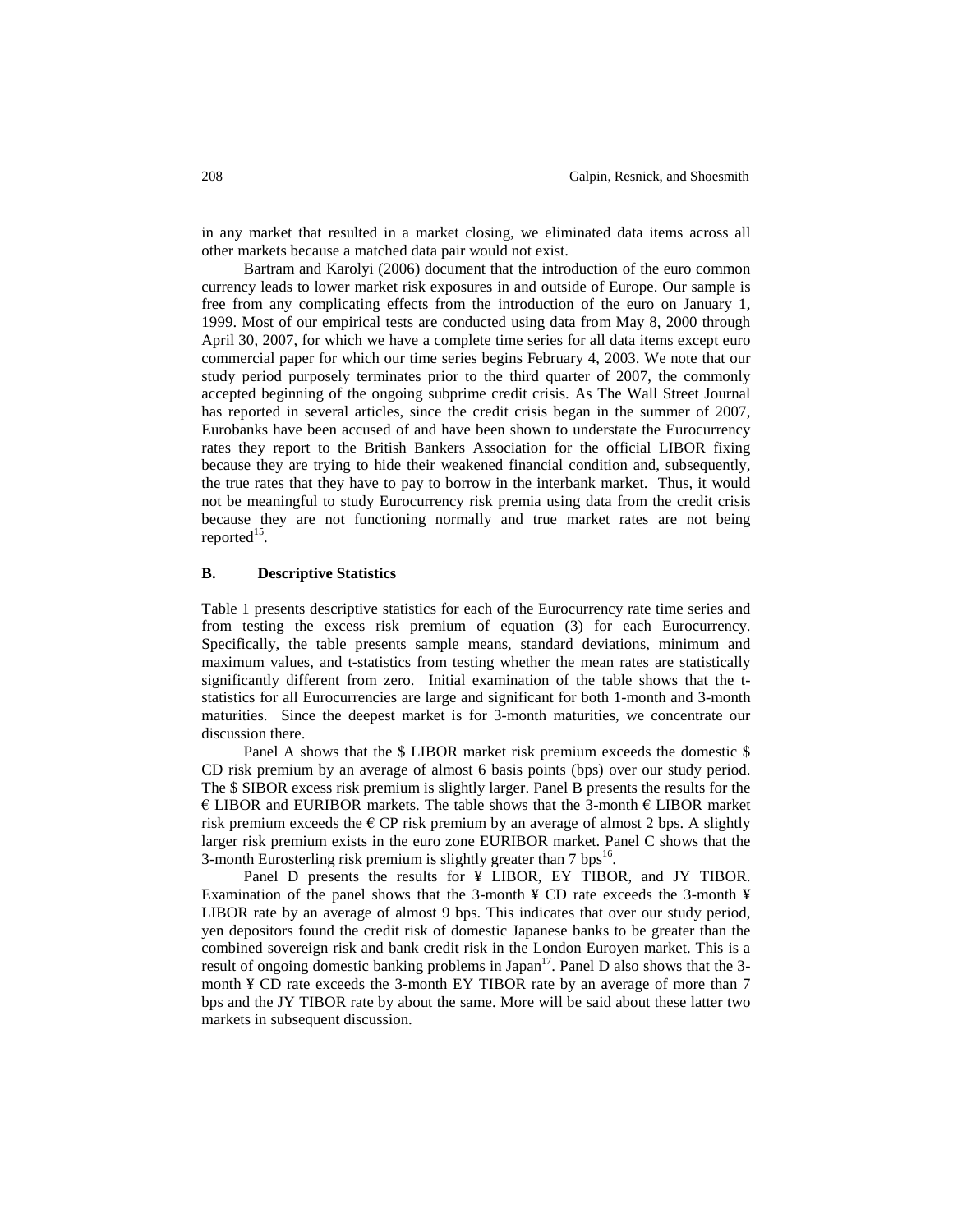in any market that resulted in a market closing, we eliminated data items across all other markets because a matched data pair would not exist.

Bartram and Karolyi (2006) document that the introduction of the euro common currency leads to lower market risk exposures in and outside of Europe. Our sample is free from any complicating effects from the introduction of the euro on January 1, 1999. Most of our empirical tests are conducted using data from May 8, 2000 through April 30, 2007, for which we have a complete time series for all data items except euro commercial paper for which our time series begins February 4, 2003. We note that our study period purposely terminates prior to the third quarter of 2007, the commonly accepted beginning of the ongoing subprime credit crisis. As The Wall Street Journal has reported in several articles, since the credit crisis began in the summer of 2007, Eurobanks have been accused of and have been shown to understate the Eurocurrency rates they report to the British Bankers Association for the official LIBOR fixing because they are trying to hide their weakened financial condition and, subsequently, the true rates that they have to pay to borrow in the interbank market. Thus, it would not be meaningful to study Eurocurrency risk premia using data from the credit crisis because they are not functioning normally and true market rates are not being reported[15].

## B. Descriptive Statistics

Table 1 presents descriptive statistics for each of the Eurocurrency rate time series and from testing the excess risk premium of equation (3) for each Eurocurrency. Specifically, the table presents sample means, standard deviations, minimum and maximum values, and t-statistics from testing whether the mean rates are statistically significantly different from zero. Initial examination of the table shows that the t-statistics for all Eurocurrencies are large and significant for both 1-month and 3-month maturities. Since the deepest market is for 3-month maturities, we concentrate our discussion there.

Panel A shows that the \$ LIBOR market risk premium exceeds the domestic \$ CD risk premium by an average of almost 6 basis points (bps) over our study period. The \$ SIBOR excess risk premium is slightly larger. Panel B presents the results for the € LIBOR and EURIBOR markets. The table shows that the 3-month € LIBOR market risk premium exceeds the € CP risk premium by an average of almost 2 bps. A slightly larger risk premium exists in the euro zone EURIBOR market. Panel C shows that the 3-month Eurosterling risk premium is slightly greater than 7 bps[16].

Panel D presents the results for ¥ LIBOR, EY TIBOR, and JY TIBOR. Examination of the panel shows that the 3-month ¥ CD rate exceeds the 3-month ¥ LIBOR rate by an average of almost 9 bps. This indicates that over our study period, yen depositors found the credit risk of domestic Japanese banks to be greater than the combined sovereign risk and bank credit risk in the London Euroyen market. This is a result of ongoing domestic banking problems in Japan[17]. Panel D also shows that the 3-month ¥ CD rate exceeds the 3-month EY TIBOR rate by an average of more than 7 bps and the JY TIBOR rate by about the same. More will be said about these latter two markets in subsequent discussion.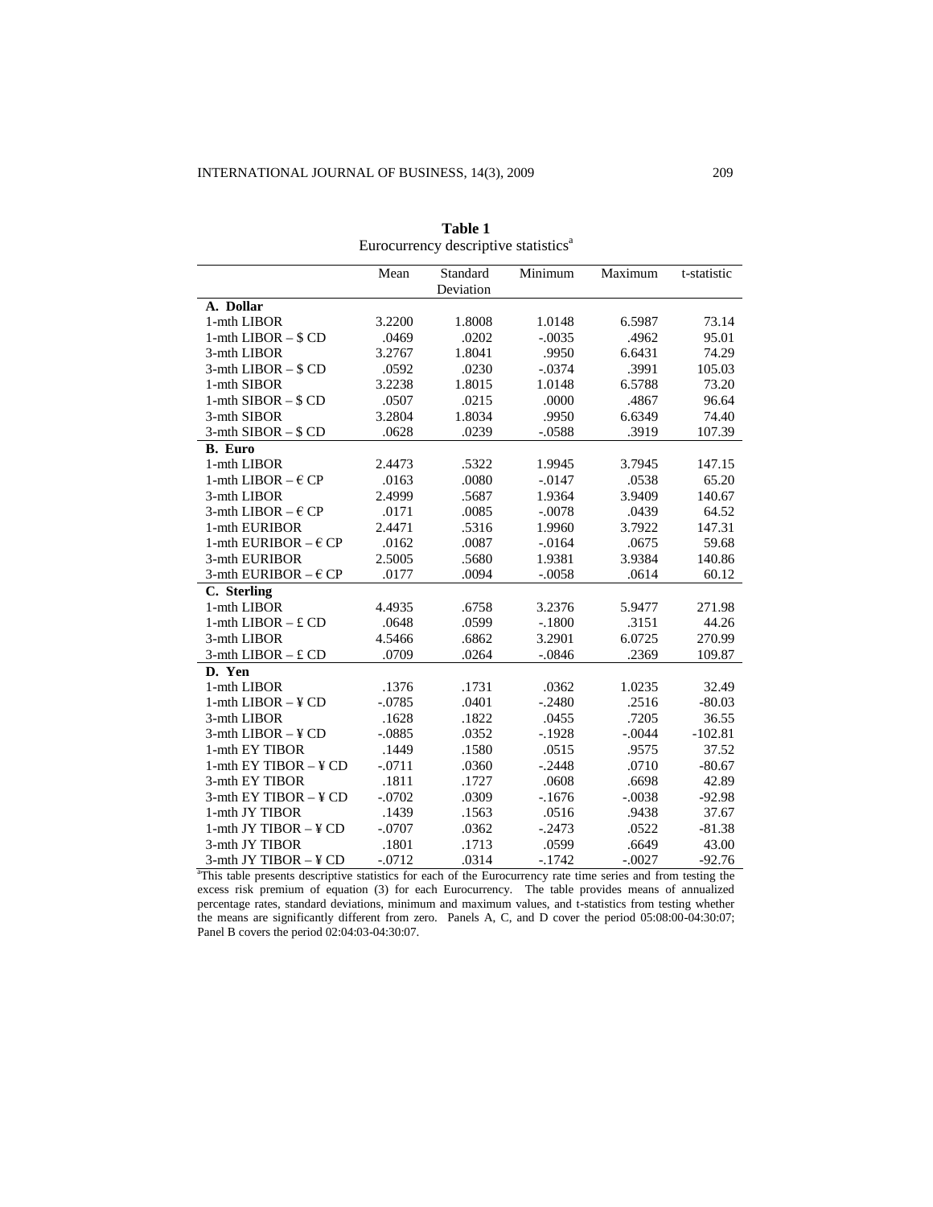**Table 1**
Eurocurrency descriptive statistics[a]

| | Mean | Standard Deviation | Minimum | Maximum | t-statistic |
|---|---|---|---|---|---|
| **A. Dollar** | | | | | |
| 1-mth LIBOR | 3.2200 | 1.8008 | 1.0148 | 6.5987 | 73.14 |
| 1-mth LIBOR – $ CD | .0469 | .0202 | -.0035 | .4962 | 95.01 |
| 3-mth LIBOR | 3.2767 | 1.8041 | .9950 | 6.6431 | 74.29 |
| 3-mth LIBOR – $ CD | .0592 | .0230 | -.0374 | .3991 | 105.03 |
| 1-mth SIBOR | 3.2238 | 1.8015 | 1.0148 | 6.5788 | 73.20 |
| 1-mth SIBOR – $ CD | .0507 | .0215 | .0000 | .4867 | 96.64 |
| 3-mth SIBOR | 3.2804 | 1.8034 | .9950 | 6.6349 | 74.40 |
| 3-mth SIBOR – $ CD | .0628 | .0239 | -.0588 | .3919 | 107.39 |
| **B. Euro** | | | | | |
| 1-mth LIBOR | 2.4473 | .5322 | 1.9945 | 3.7945 | 147.15 |
| 1-mth LIBOR – € CP | .0163 | .0080 | -.0147 | .0538 | 65.20 |
| 3-mth LIBOR | 2.4999 | .5687 | 1.9364 | 3.9409 | 140.67 |
| 3-mth LIBOR – € CP | .0171 | .0085 | -.0078 | .0439 | 64.52 |
| 1-mth EURIBOR | 2.4471 | .5316 | 1.9960 | 3.7922 | 147.31 |
| 1-mth EURIBOR – € CP | .0162 | .0087 | -.0164 | .0675 | 59.68 |
| 3-mth EURIBOR | 2.5005 | .5680 | 1.9381 | 3.9384 | 140.86 |
| 3-mth EURIBOR – € CP | .0177 | .0094 | -.0058 | .0614 | 60.12 |
| **C. Sterling** | | | | | |
| 1-mth LIBOR | 4.4935 | .6758 | 3.2376 | 5.9477 | 271.98 |
| 1-mth LIBOR – £ CD | .0648 | .0599 | -.1800 | .3151 | 44.26 |
| 3-mth LIBOR | 4.5466 | .6862 | 3.2901 | 6.0725 | 270.99 |
| 3-mth LIBOR – £ CD | .0709 | .0264 | -.0846 | .2369 | 109.87 |
| **D. Yen** | | | | | |
| 1-mth LIBOR | .1376 | .1731 | .0362 | 1.0235 | 32.49 |
| 1-mth LIBOR – ¥ CD | -.0785 | .0401 | -.2480 | .2516 | -80.03 |
| 3-mth LIBOR | .1628 | .1822 | .0455 | .7205 | 36.55 |
| 3-mth LIBOR – ¥ CD | -.0885 | .0352 | -.1928 | -.0044 | -102.81 |
| 1-mth EY TIBOR | .1449 | .1580 | .0515 | .9575 | 37.52 |
| 1-mth EY TIBOR – ¥ CD | -.0711 | .0360 | -.2448 | .0710 | -80.67 |
| 3-mth EY TIBOR | .1811 | .1727 | .0608 | .6698 | 42.89 |
| 3-mth EY TIBOR – ¥ CD | -.0702 | .0309 | -.1676 | -.0038 | -92.98 |
| 1-mth JY TIBOR | .1439 | .1563 | .0516 | .9438 | 37.67 |
| 1-mth JY TIBOR – ¥ CD | -.0707 | .0362 | -.2473 | .0522 | -81.38 |
| 3-mth JY TIBOR | .1801 | .1713 | .0599 | .6649 | 43.00 |
| 3-mth JY TIBOR – ¥ CD | -.0712 | .0314 | -.1742 | -.0027 | -92.76 |

[a]This table presents descriptive statistics for each of the Eurocurrency rate time series and from testing the excess risk premium of equation (3) for each Eurocurrency. The table provides means of annualized percentage rates, standard deviations, minimum and maximum values, and t-statistics from testing whether the means are significantly different from zero. Panels A, C, and D cover the period 05:08:00-04:30:07; Panel B covers the period 02:04:03-04:30:07.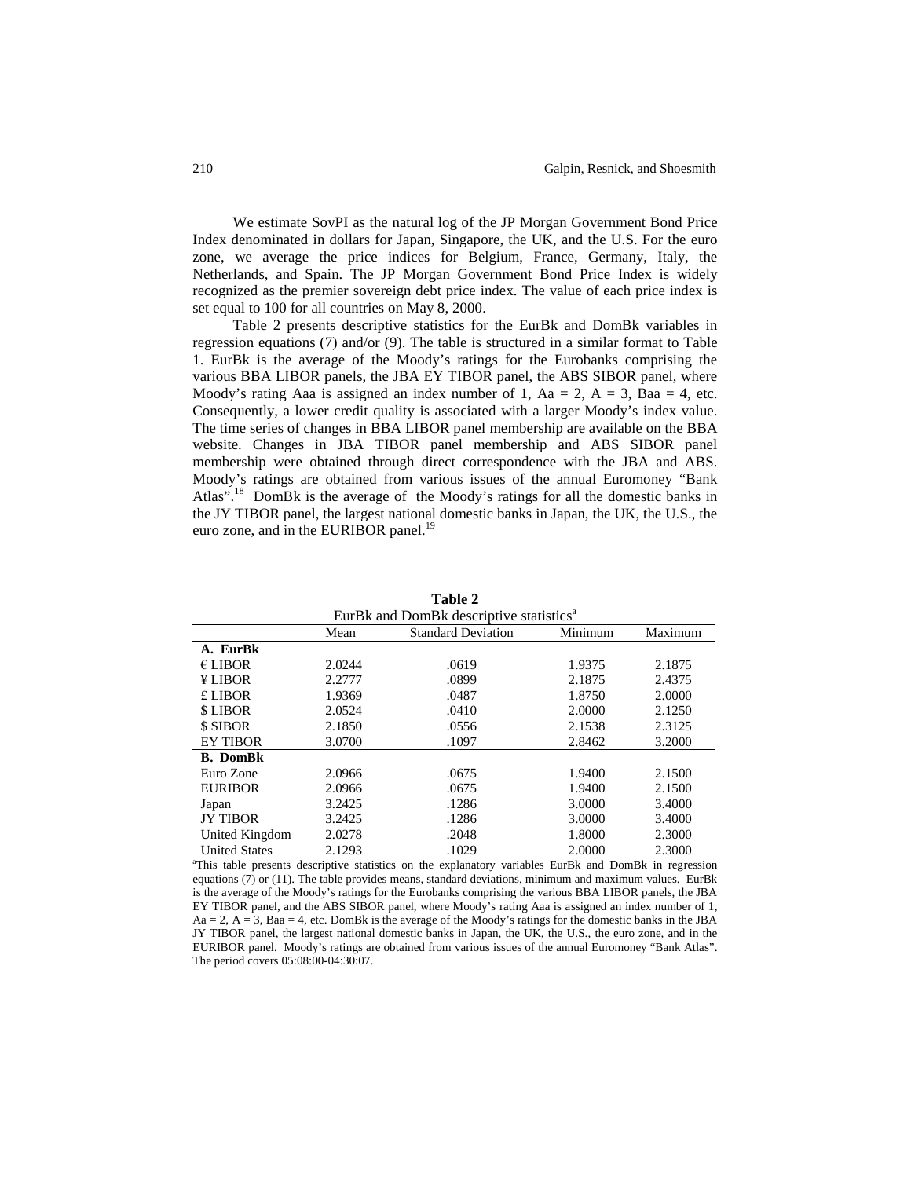We estimate SovPI as the natural log of the JP Morgan Government Bond Price Index denominated in dollars for Japan, Singapore, the UK, and the U.S. For the euro zone, we average the price indices for Belgium, France, Germany, Italy, the Netherlands, and Spain. The JP Morgan Government Bond Price Index is widely recognized as the premier sovereign debt price index. The value of each price index is set equal to 100 for all countries on May 8, 2000.

Table 2 presents descriptive statistics for the EurBk and DomBk variables in regression equations (7) and/or (9). The table is structured in a similar format to Table 1. EurBk is the average of the Moody's ratings for the Eurobanks comprising the various BBA LIBOR panels, the JBA EY TIBOR panel, the ABS SIBOR panel, where Moody's rating Aaa is assigned an index number of 1, Aa = 2, A = 3, Baa = 4, etc. Consequently, a lower credit quality is associated with a larger Moody's index value. The time series of changes in BBA LIBOR panel membership are available on the BBA website. Changes in JBA TIBOR panel membership and ABS SIBOR panel membership were obtained through direct correspondence with the JBA and ABS. Moody's ratings are obtained from various issues of the annual Euromoney "Bank Atlas".[18] DomBk is the average of the Moody's ratings for all the domestic banks in the JY TIBOR panel, the largest national domestic banks in Japan, the UK, the U.S., the euro zone, and in the EURIBOR panel.[19]

**Table 2**
EurBk and DomBk descriptive statistics[a]

| | Mean | Standard Deviation | Minimum | Maximum |
|---|---|---|---|---|
| **A. EurBk** | | | | |
| € LIBOR | 2.0244 | .0619 | 1.9375 | 2.1875 |
| ¥ LIBOR | 2.2777 | .0899 | 2.1875 | 2.4375 |
| £ LIBOR | 1.9369 | .0487 | 1.8750 | 2.0000 |
| $ LIBOR | 2.0524 | .0410 | 2.0000 | 2.1250 |
| $ SIBOR | 2.1850 | .0556 | 2.1538 | 2.3125 |
| EY TIBOR | 3.0700 | .1097 | 2.8462 | 3.2000 |
| **B. DomBk** | | | | |
| Euro Zone | 2.0966 | .0675 | 1.9400 | 2.1500 |
| EURIBOR | 2.0966 | .0675 | 1.9400 | 2.1500 |
| Japan | 3.2425 | .1286 | 3.0000 | 3.4000 |
| JY TIBOR | 3.2425 | .1286 | 3.0000 | 3.4000 |
| United Kingdom | 2.0278 | .2048 | 1.8000 | 2.3000 |
| United States | 2.1293 | .1029 | 2.0000 | 2.3000 |

[a]This table presents descriptive statistics on the explanatory variables EurBk and DomBk in regression equations (7) or (11). The table provides means, standard deviations, minimum and maximum values. EurBk is the average of the Moody's ratings for the Eurobanks comprising the various BBA LIBOR panels, the JBA EY TIBOR panel, and the ABS SIBOR panel, where Moody's rating Aaa is assigned an index number of 1, Aa = 2, A = 3, Baa = 4, etc. DomBk is the average of the Moody's ratings for the domestic banks in the JBA JY TIBOR panel, the largest national domestic banks in Japan, the UK, the U.S., the euro zone, and in the EURIBOR panel. Moody's ratings are obtained from various issues of the annual Euromoney "Bank Atlas". The period covers 05:08:00-04:30:07.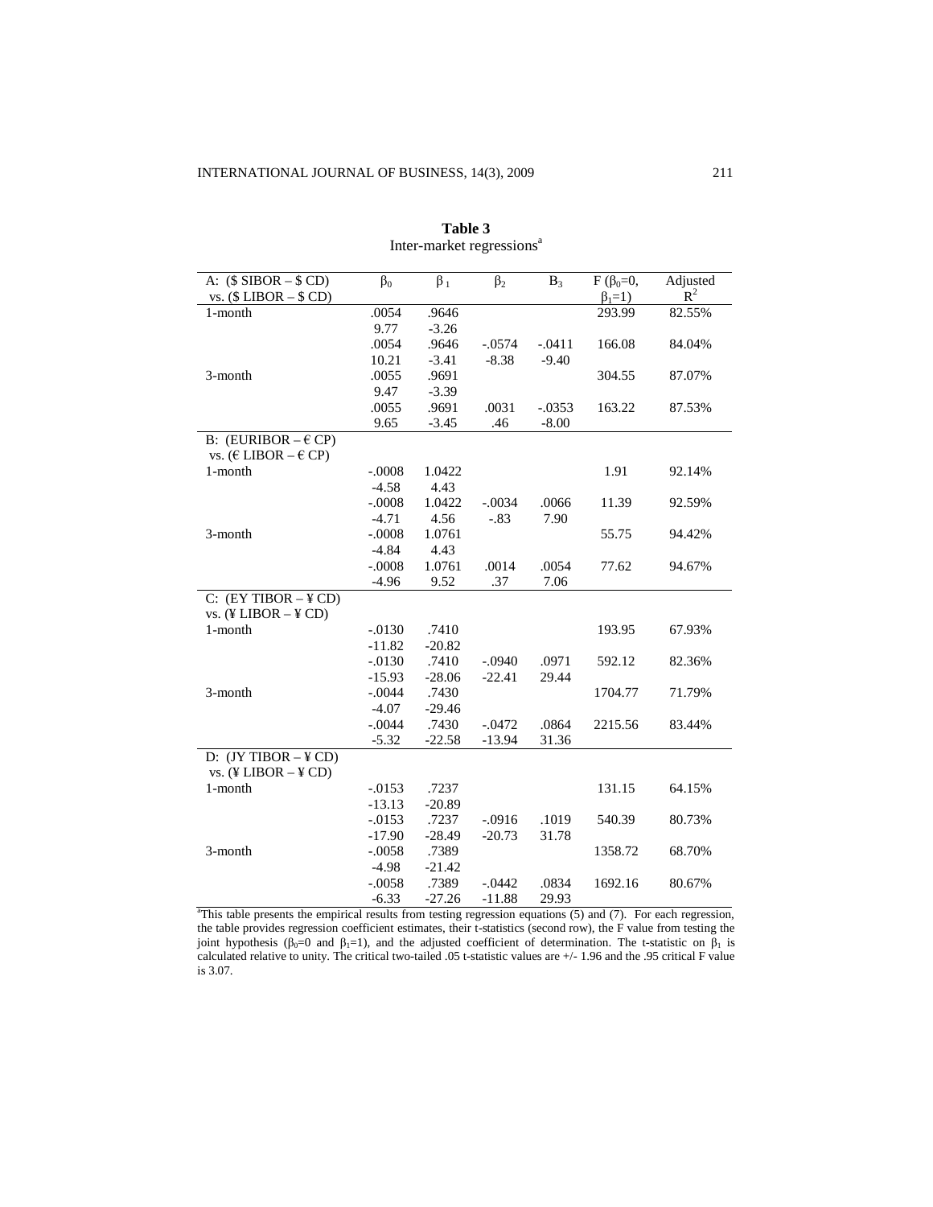**Table 3**

Inter-market regressions[a]

| A: ($ SIBOR – $ CD) vs. ($ LIBOR – $ CD) | $\beta_0$ | $\beta_1$ | $\beta_2$ | $B_3$ | F ($\beta_0$=0, $\beta_1$=1) | Adjusted $R^2$ |
|---|---|---|---|---|---|---|
| 1-month | .0054 | .9646 | | | 293.99 | 82.55% |
| | 9.77 | -3.26 | | | | |
| | .0054 | .9646 | -.0574 | -.0411 | 166.08 | 84.04% |
| | 10.21 | -3.41 | -8.38 | -9.40 | | |
| 3-month | .0055 | .9691 | | | 304.55 | 87.07% |
| | 9.47 | -3.39 | | | | |
| | .0055 | .9691 | .0031 | -.0353 | 163.22 | 87.53% |
| | 9.65 | -3.45 | .46 | -8.00 | | |
| **B: (EURIBOR – € CP) vs. (€ LIBOR – € CP)** | | | | | | |
| 1-month | -.0008 | 1.0422 | | | 1.91 | 92.14% |
| | -4.58 | 4.43 | | | | |
| | -.0008 | 1.0422 | -.0034 | .0066 | 11.39 | 92.59% |
| | -4.71 | 4.56 | -.83 | 7.90 | | |
| 3-month | -.0008 | 1.0761 | | | 55.75 | 94.42% |
| | -4.84 | 4.43 | | | | |
| | -.0008 | 1.0761 | .0014 | .0054 | 77.62 | 94.67% |
| | -4.96 | 9.52 | .37 | 7.06 | | |
| **C: (EY TIBOR – ¥ CD) vs. (¥ LIBOR – ¥ CD)** | | | | | | |
| 1-month | -.0130 | .7410 | | | 193.95 | 67.93% |
| | -11.82 | -20.82 | | | | |
| | -.0130 | .7410 | -.0940 | .0971 | 592.12 | 82.36% |
| | -15.93 | -28.06 | -22.41 | 29.44 | | |
| 3-month | -.0044 | .7430 | | | 1704.77 | 71.79% |
| | -4.07 | -29.46 | | | | |
| | -.0044 | .7430 | -.0472 | .0864 | 2215.56 | 83.44% |
| | -5.32 | -22.58 | -13.94 | 31.36 | | |
| **D: (JY TIBOR – ¥ CD) vs. (¥ LIBOR – ¥ CD)** | | | | | | |
| 1-month | -.0153 | .7237 | | | 131.15 | 64.15% |
| | -13.13 | -20.89 | | | | |
| | -.0153 | .7237 | -.0916 | .1019 | 540.39 | 80.73% |
| | -17.90 | -28.49 | -20.73 | 31.78 | | |
| 3-month | -.0058 | .7389 | | | 1358.72 | 68.70% |
| | -4.98 | -21.42 | | | | |
| | -.0058 | .7389 | -.0442 | .0834 | 1692.16 | 80.67% |
| | -6.33 | -27.26 | -11.88 | 29.93 | | |

[a]This table presents the empirical results from testing regression equations (5) and (7). For each regression, the table provides regression coefficient estimates, their t-statistics (second row), the F value from testing the joint hypothesis ($\beta_0$=0 and $\beta_1$=1), and the adjusted coefficient of determination. The t-statistic on $\beta_1$ is calculated relative to unity. The critical two-tailed .05 t-statistic values are +/- 1.96 and the .95 critical F value is 3.07.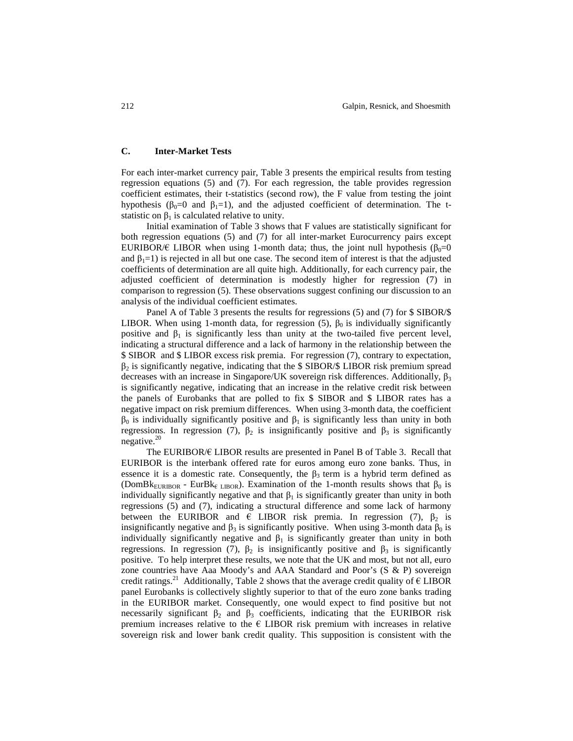### C. Inter-Market Tests

For each inter-market currency pair, Table 3 presents the empirical results from testing regression equations (5) and (7). For each regression, the table provides regression coefficient estimates, their t-statistics (second row), the F value from testing the joint hypothesis ($\beta_0$=0 and $\beta_1$=1), and the adjusted coefficient of determination. The t-statistic on $\beta_1$ is calculated relative to unity.

Initial examination of Table 3 shows that F values are statistically significant for both regression equations (5) and (7) for all inter-market Eurocurrency pairs except EURIBOR/€ LIBOR when using 1-month data; thus, the joint null hypothesis ($\beta_0$=0 and $\beta_1$=1) is rejected in all but one case. The second item of interest is that the adjusted coefficients of determination are all quite high. Additionally, for each currency pair, the adjusted coefficient of determination is modestly higher for regression (7) in comparison to regression (5). These observations suggest confining our discussion to an analysis of the individual coefficient estimates.

Panel A of Table 3 presents the results for regressions (5) and (7) for $ SIBOR/$ LIBOR. When using 1-month data, for regression (5), $\beta_0$ is individually significantly positive and $\beta_1$ is significantly less than unity at the two-tailed five percent level, indicating a structural difference and a lack of harmony in the relationship between the $ SIBOR and $ LIBOR excess risk premia. For regression (7), contrary to expectation, $\beta_2$ is significantly negative, indicating that the $ SIBOR/$ LIBOR risk premium spread decreases with an increase in Singapore/UK sovereign risk differences. Additionally, $\beta_3$ is significantly negative, indicating that an increase in the relative credit risk between the panels of Eurobanks that are polled to fix $ SIBOR and $ LIBOR rates has a negative impact on risk premium differences. When using 3-month data, the coefficient $\beta_0$ is individually significantly positive and $\beta_1$ is significantly less than unity in both regressions. In regression (7), $\beta_2$ is insignificantly positive and $\beta_3$ is significantly negative.[20]

The EURIBOR/€ LIBOR results are presented in Panel B of Table 3. Recall that EURIBOR is the interbank offered rate for euros among euro zone banks. Thus, in essence it is a domestic rate. Consequently, the $\beta_3$ term is a hybrid term defined as ($DomBk_{EURIBOR}$ - $EurBk_{€\ LIBOR}$). Examination of the 1-month results shows that $\beta_0$ is individually significantly negative and that $\beta_1$ is significantly greater than unity in both regressions (5) and (7), indicating a structural difference and some lack of harmony between the EURIBOR and € LIBOR risk premia. In regression (7), $\beta_2$ is insignificantly negative and $\beta_3$ is significantly positive. When using 3-month data $\beta_0$ is individually significantly negative and $\beta_1$ is significantly greater than unity in both regressions. In regression (7), $\beta_2$ is insignificantly positive and $\beta_3$ is significantly positive. To help interpret these results, we note that the UK and most, but not all, euro zone countries have Aaa Moody's and AAA Standard and Poor's (S & P) sovereign credit ratings.[21] Additionally, Table 2 shows that the average credit quality of € LIBOR panel Eurobanks is collectively slightly superior to that of the euro zone banks trading in the EURIBOR market. Consequently, one would expect to find positive but not necessarily significant $\beta_2$ and $\beta_3$ coefficients, indicating that the EURIBOR risk premium increases relative to the € LIBOR risk premium with increases in relative sovereign risk and lower bank credit quality. This supposition is consistent with the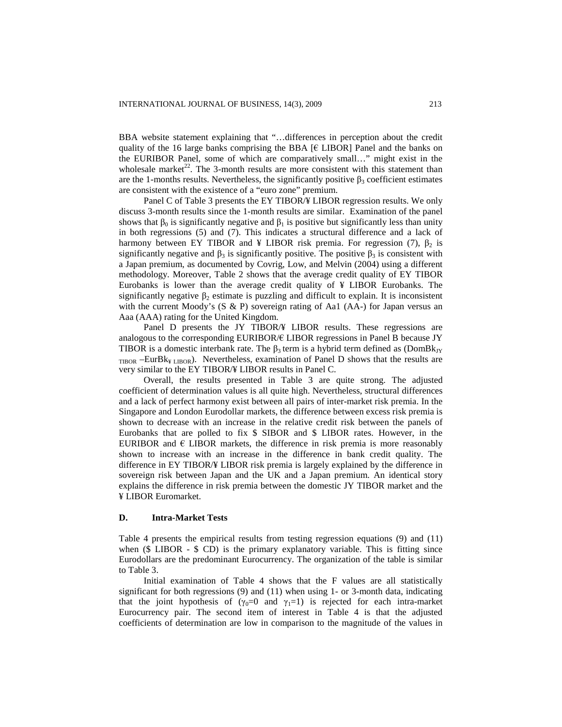BBA website statement explaining that "…differences in perception about the credit quality of the 16 large banks comprising the BBA [€ LIBOR] Panel and the banks on the EURIBOR Panel, some of which are comparatively small…" might exist in the wholesale market[22]. The 3-month results are more consistent with this statement than are the 1-months results. Nevertheless, the significantly positive $\beta_3$ coefficient estimates are consistent with the existence of a "euro zone" premium.

Panel C of Table 3 presents the EY TIBOR/¥ LIBOR regression results. We only discuss 3-month results since the 1-month results are similar. Examination of the panel shows that $\beta_0$ is significantly negative and $\beta_1$ is positive but significantly less than unity in both regressions (5) and (7). This indicates a structural difference and a lack of harmony between EY TIBOR and ¥ LIBOR risk premia. For regression (7), $\beta_2$ is significantly negative and $\beta_3$ is significantly positive. The positive $\beta_3$ is consistent with a Japan premium, as documented by Covrig, Low, and Melvin (2004) using a different methodology. Moreover, Table 2 shows that the average credit quality of EY TIBOR Eurobanks is lower than the average credit quality of ¥ LIBOR Eurobanks. The significantly negative $\beta_2$ estimate is puzzling and difficult to explain. It is inconsistent with the current Moody's (S & P) sovereign rating of Aa1 (AA-) for Japan versus an Aaa (AAA) rating for the United Kingdom.

Panel D presents the JY TIBOR/¥ LIBOR results. These regressions are analogous to the corresponding EURIBOR/€ LIBOR regressions in Panel B because JY TIBOR is a domestic interbank rate. The $\beta_3$ term is a hybrid term defined as ($DomBk_{JY\ TIBOR} - EurBk_{¥\ LIBOR}$). Nevertheless, examination of Panel D shows that the results are very similar to the EY TIBOR/¥ LIBOR results in Panel C.

Overall, the results presented in Table 3 are quite strong. The adjusted coefficient of determination values is all quite high. Nevertheless, structural differences and a lack of perfect harmony exist between all pairs of inter-market risk premia. In the Singapore and London Eurodollar markets, the difference between excess risk premia is shown to decrease with an increase in the relative credit risk between the panels of Eurobanks that are polled to fix $ SIBOR and $ LIBOR rates. However, in the EURIBOR and € LIBOR markets, the difference in risk premia is more reasonably shown to increase with an increase in the difference in bank credit quality. The difference in EY TIBOR/¥ LIBOR risk premia is largely explained by the difference in sovereign risk between Japan and the UK and a Japan premium. An identical story explains the difference in risk premia between the domestic JY TIBOR market and the ¥ LIBOR Euromarket.

### D. Intra-Market Tests

Table 4 presents the empirical results from testing regression equations (9) and (11) when ($ LIBOR - $ CD) is the primary explanatory variable. This is fitting since Eurodollars are the predominant Eurocurrency. The organization of the table is similar to Table 3.

Initial examination of Table 4 shows that the F values are all statistically significant for both regressions (9) and (11) when using 1- or 3-month data, indicating that the joint hypothesis of ($\gamma_0$=0 and $\gamma_1$=1) is rejected for each intra-market Eurocurrency pair. The second item of interest in Table 4 is that the adjusted coefficients of determination are low in comparison to the magnitude of the values in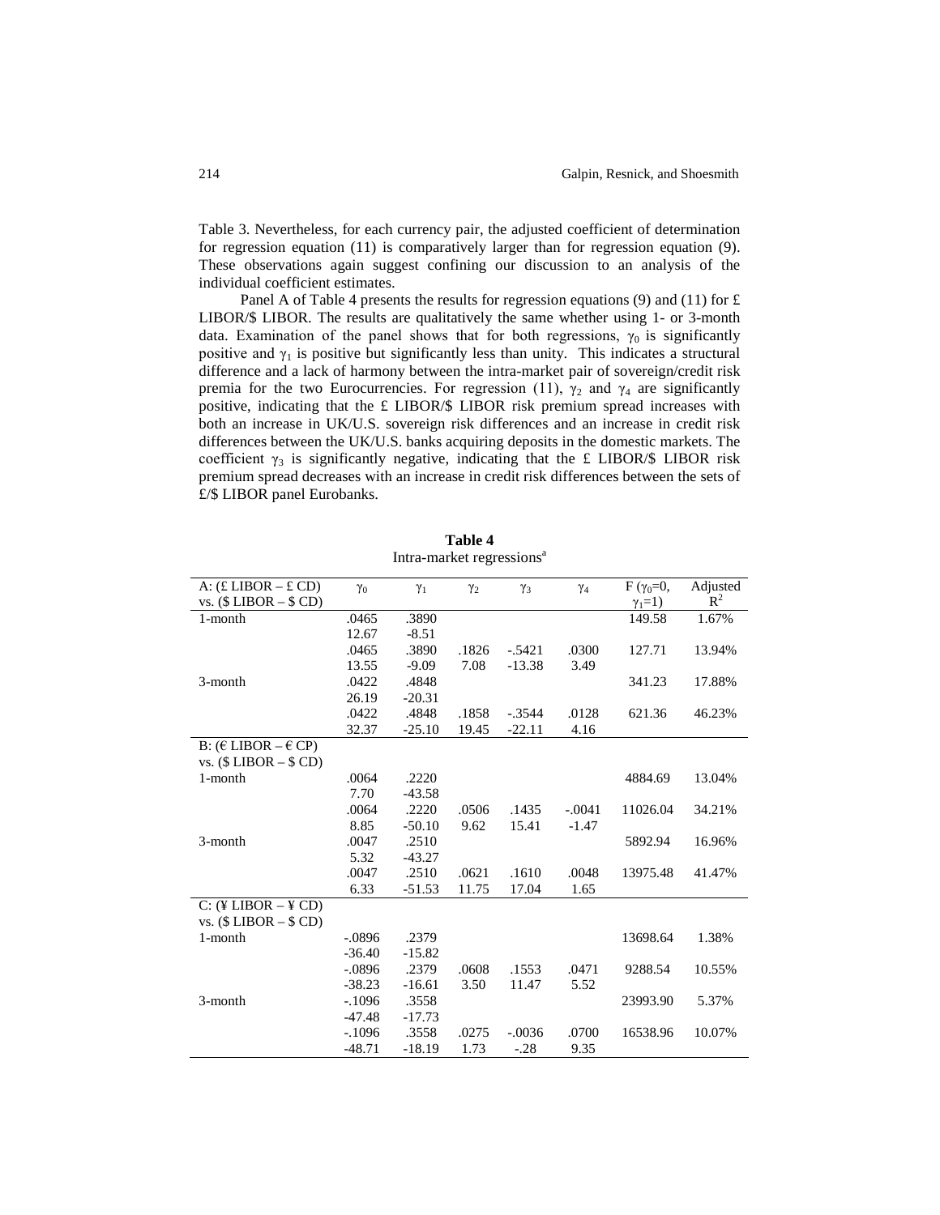Table 3. Nevertheless, for each currency pair, the adjusted coefficient of determination for regression equation (11) is comparatively larger than for regression equation (9). These observations again suggest confining our discussion to an analysis of the individual coefficient estimates.

Panel A of Table 4 presents the results for regression equations (9) and (11) for £ LIBOR/$ LIBOR. The results are qualitatively the same whether using 1- or 3-month data. Examination of the panel shows that for both regressions, $\gamma_0$ is significantly positive and $\gamma_1$ is positive but significantly less than unity. This indicates a structural difference and a lack of harmony between the intra-market pair of sovereign/credit risk premia for the two Eurocurrencies. For regression (11), $\gamma_2$ and $\gamma_4$ are significantly positive, indicating that the £ LIBOR/$ LIBOR risk premium spread increases with both an increase in UK/U.S. sovereign risk differences and an increase in credit risk differences between the UK/U.S. banks acquiring deposits in the domestic markets. The coefficient $\gamma_3$ is significantly negative, indicating that the £ LIBOR/$ LIBOR risk premium spread decreases with an increase in credit risk differences between the sets of £/$ LIBOR panel Eurobanks.

**Table 4**

Intra-market regressions[a]

| A: (£ LIBOR – £ CD) vs. ($ LIBOR – $ CD) | $\gamma_0$ | $\gamma_1$ | $\gamma_2$ | $\gamma_3$ | $\gamma_4$ | F ($\gamma_0$=0, $\gamma_1$=1) | Adjusted $R^2$ |
|---|---|---|---|---|---|---|---|
| 1-month | .0465 | .3890 | | | | 149.58 | 1.67% |
| | 12.67 | -8.51 | | | | | |
| | .0465 | .3890 | .1826 | -.5421 | .0300 | 127.71 | 13.94% |
| | 13.55 | -9.09 | 7.08 | -13.38 | 3.49 | | |
| 3-month | .0422 | .4848 | | | | 341.23 | 17.88% |
| | 26.19 | -20.31 | | | | | |
| | .0422 | .4848 | .1858 | -.3544 | .0128 | 621.36 | 46.23% |
| | 32.37 | -25.10 | 19.45 | -22.11 | 4.16 | | |
| B: (€ LIBOR – € CP) vs. ($ LIBOR – $ CD) | | | | | | | |
| 1-month | .0064 | .2220 | | | | 4884.69 | 13.04% |
| | 7.70 | -43.58 | | | | | |
| | .0064 | .2220 | .0506 | .1435 | -.0041 | 11026.04 | 34.21% |
| | 8.85 | -50.10 | 9.62 | 15.41 | -1.47 | | |
| 3-month | .0047 | .2510 | | | | 5892.94 | 16.96% |
| | 5.32 | -43.27 | | | | | |
| | .0047 | .2510 | .0621 | .1610 | .0048 | 13975.48 | 41.47% |
| | 6.33 | -51.53 | 11.75 | 17.04 | 1.65 | | |
| C: (¥ LIBOR – ¥ CD) vs. ($ LIBOR – $ CD) | | | | | | | |
| 1-month | -.0896 | .2379 | | | | 13698.64 | 1.38% |
| | -36.40 | -15.82 | | | | | |
| | -.0896 | .2379 | .0608 | .1553 | .0471 | 9288.54 | 10.55% |
| | -38.23 | -16.61 | 3.50 | 11.47 | 5.52 | | |
| 3-month | -.1096 | .3558 | | | | 23993.90 | 5.37% |
| | -47.48 | -17.73 | | | | | |
| | -.1096 | .3558 | .0275 | -.0036 | .0700 | 16538.96 | 10.07% |
| | -48.71 | -18.19 | 1.73 | -.28 | 9.35 | | |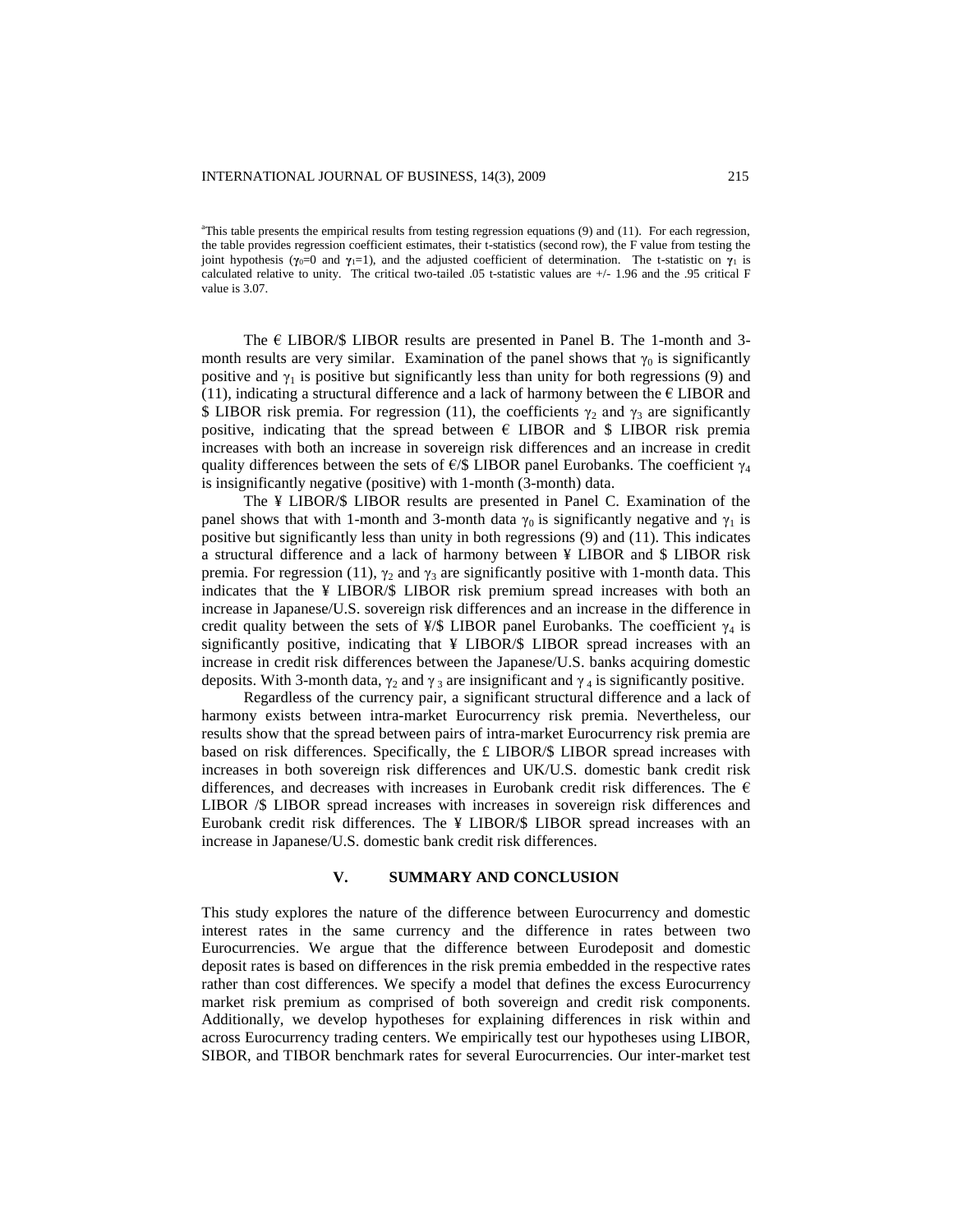[a]This table presents the empirical results from testing regression equations (9) and (11). For each regression, the table provides regression coefficient estimates, their t-statistics (second row), the F value from testing the joint hypothesis ($\gamma_0$=0 and $\gamma_1$=1), and the adjusted coefficient of determination. The t-statistic on $\gamma_1$ is calculated relative to unity. The critical two-tailed .05 t-statistic values are +/- 1.96 and the .95 critical F value is 3.07.

The € LIBOR/$ LIBOR results are presented in Panel B. The 1-month and 3-month results are very similar. Examination of the panel shows that $\gamma_0$ is significantly positive and $\gamma_1$ is positive but significantly less than unity for both regressions (9) and (11), indicating a structural difference and a lack of harmony between the € LIBOR and $ LIBOR risk premia. For regression (11), the coefficients $\gamma_2$ and $\gamma_3$ are significantly positive, indicating that the spread between € LIBOR and $ LIBOR risk premia increases with both an increase in sovereign risk differences and an increase in credit quality differences between the sets of €/$ LIBOR panel Eurobanks. The coefficient $\gamma_4$ is insignificantly negative (positive) with 1-month (3-month) data.

The ¥ LIBOR/$ LIBOR results are presented in Panel C. Examination of the panel shows that with 1-month and 3-month data $\gamma_0$ is significantly negative and $\gamma_1$ is positive but significantly less than unity in both regressions (9) and (11). This indicates a structural difference and a lack of harmony between ¥ LIBOR and $ LIBOR risk premia. For regression (11), $\gamma_2$ and $\gamma_3$ are significantly positive with 1-month data. This indicates that the ¥ LIBOR/$ LIBOR risk premium spread increases with both an increase in Japanese/U.S. sovereign risk differences and an increase in the difference in credit quality between the sets of ¥/$ LIBOR panel Eurobanks. The coefficient $\gamma_4$ is significantly positive, indicating that ¥ LIBOR/$ LIBOR spread increases with an increase in credit risk differences between the Japanese/U.S. banks acquiring domestic deposits. With 3-month data, $\gamma_2$ and $\gamma_3$ are insignificant and $\gamma_4$ is significantly positive.

Regardless of the currency pair, a significant structural difference and a lack of harmony exists between intra-market Eurocurrency risk premia. Nevertheless, our results show that the spread between pairs of intra-market Eurocurrency risk premia are based on risk differences. Specifically, the £ LIBOR/$ LIBOR spread increases with increases in both sovereign risk differences and UK/U.S. domestic bank credit risk differences, and decreases with increases in Eurobank credit risk differences. The € LIBOR /$ LIBOR spread increases with increases in sovereign risk differences and Eurobank credit risk differences. The ¥ LIBOR/$ LIBOR spread increases with an increase in Japanese/U.S. domestic bank credit risk differences.

## V. SUMMARY AND CONCLUSION

This study explores the nature of the difference between Eurocurrency and domestic interest rates in the same currency and the difference in rates between two Eurocurrencies. We argue that the difference between Eurodeposit and domestic deposit rates is based on differences in the risk premia embedded in the respective rates rather than cost differences. We specify a model that defines the excess Eurocurrency market risk premium as comprised of both sovereign and credit risk components. Additionally, we develop hypotheses for explaining differences in risk within and across Eurocurrency trading centers. We empirically test our hypotheses using LIBOR, SIBOR, and TIBOR benchmark rates for several Eurocurrencies. Our inter-market test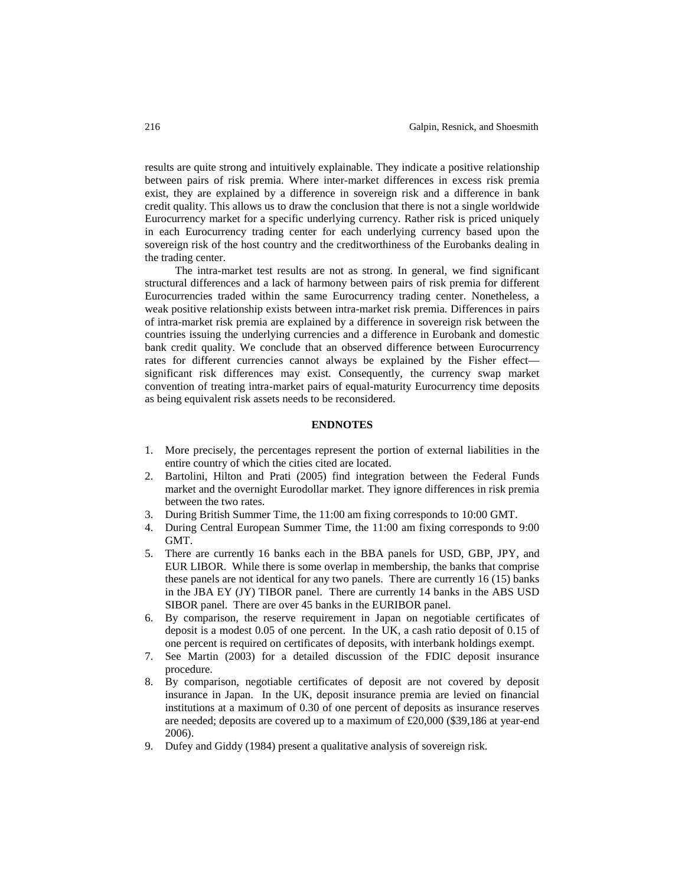results are quite strong and intuitively explainable. They indicate a positive relationship between pairs of risk premia. Where inter-market differences in excess risk premia exist, they are explained by a difference in sovereign risk and a difference in bank credit quality. This allows us to draw the conclusion that there is not a single worldwide Eurocurrency market for a specific underlying currency. Rather risk is priced uniquely in each Eurocurrency trading center for each underlying currency based upon the sovereign risk of the host country and the creditworthiness of the Eurobanks dealing in the trading center.

The intra-market test results are not as strong. In general, we find significant structural differences and a lack of harmony between pairs of risk premia for different Eurocurrencies traded within the same Eurocurrency trading center. Nonetheless, a weak positive relationship exists between intra-market risk premia. Differences in pairs of intra-market risk premia are explained by a difference in sovereign risk between the countries issuing the underlying currencies and a difference in Eurobank and domestic bank credit quality. We conclude that an observed difference between Eurocurrency rates for different currencies cannot always be explained by the Fisher effect—significant risk differences may exist. Consequently, the currency swap market convention of treating intra-market pairs of equal-maturity Eurocurrency time deposits as being equivalent risk assets needs to be reconsidered.

## ENDNOTES

1. More precisely, the percentages represent the portion of external liabilities in the entire country of which the cities cited are located.
2. Bartolini, Hilton and Prati (2005) find integration between the Federal Funds market and the overnight Eurodollar market. They ignore differences in risk premia between the two rates.
3. During British Summer Time, the 11:00 am fixing corresponds to 10:00 GMT.
4. During Central European Summer Time, the 11:00 am fixing corresponds to 9:00 GMT.
5. There are currently 16 banks each in the BBA panels for USD, GBP, JPY, and EUR LIBOR. While there is some overlap in membership, the banks that comprise these panels are not identical for any two panels. There are currently 16 (15) banks in the JBA EY (JY) TIBOR panel. There are currently 14 banks in the ABS USD SIBOR panel. There are over 45 banks in the EURIBOR panel.
6. By comparison, the reserve requirement in Japan on negotiable certificates of deposit is a modest 0.05 of one percent. In the UK, a cash ratio deposit of 0.15 of one percent is required on certificates of deposits, with interbank holdings exempt.
7. See Martin (2003) for a detailed discussion of the FDIC deposit insurance procedure.
8. By comparison, negotiable certificates of deposit are not covered by deposit insurance in Japan. In the UK, deposit insurance premia are levied on financial institutions at a maximum of 0.30 of one percent of deposits as insurance reserves are needed; deposits are covered up to a maximum of £20,000 ($39,186 at year-end 2006).
9. Dufey and Giddy (1984) present a qualitative analysis of sovereign risk.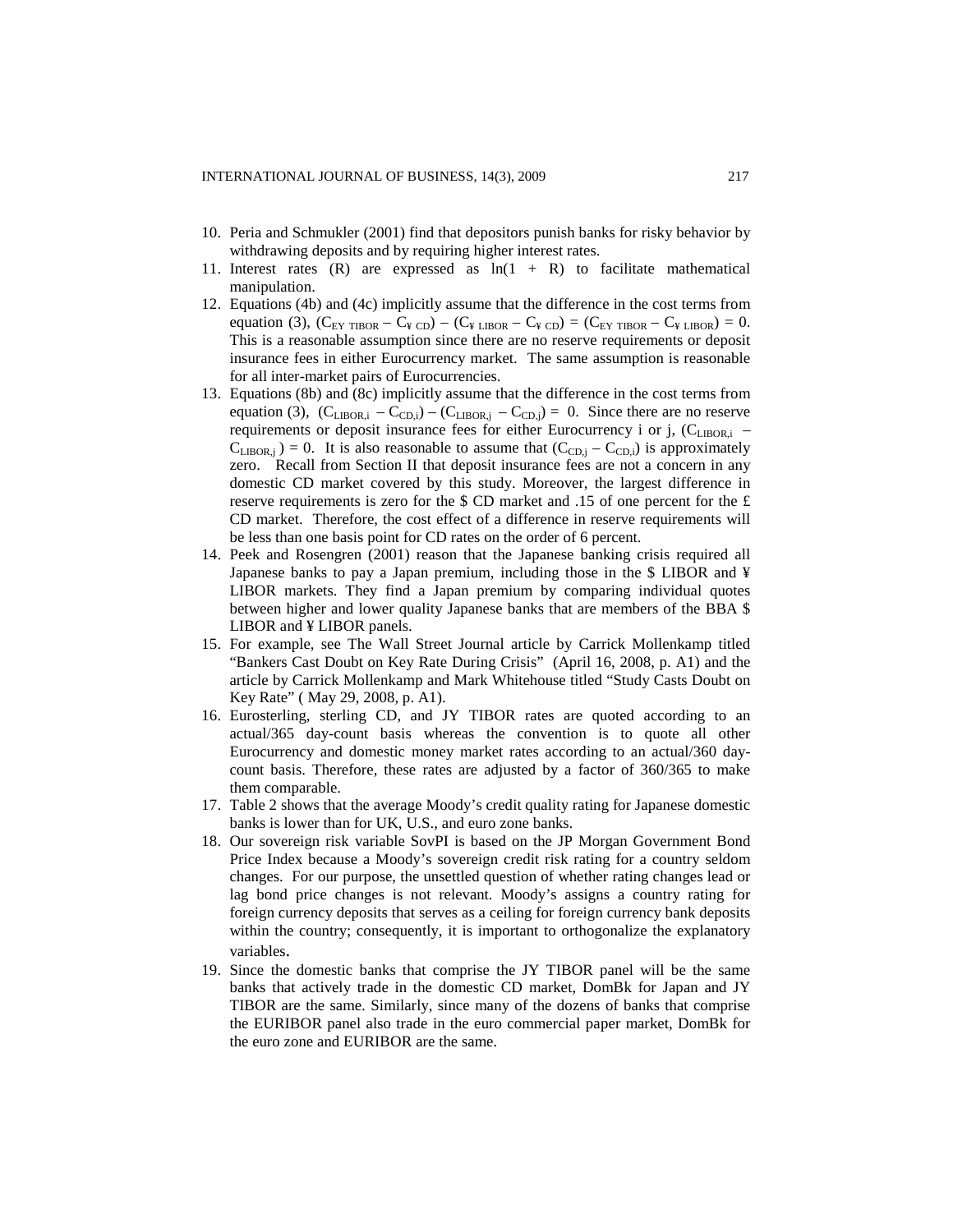10. Peria and Schmukler (2001) find that depositors punish banks for risky behavior by withdrawing deposits and by requiring higher interest rates.
11. Interest rates (R) are expressed as $\ln(1 + R)$ to facilitate mathematical manipulation.
12. Equations (4b) and (4c) implicitly assume that the difference in the cost terms from equation (3), $(C_{EY\ TIBOR} - C_{¥\ CD}) - (C_{¥\ LIBOR} - C_{¥\ CD}) = (C_{EY\ TIBOR} - C_{¥\ LIBOR}) = 0$. This is a reasonable assumption since there are no reserve requirements or deposit insurance fees in either Eurocurrency market. The same assumption is reasonable for all inter-market pairs of Eurocurrencies.
13. Equations (8b) and (8c) implicitly assume that the difference in the cost terms from equation (3), $(C_{LIBOR,i} - C_{CD,i}) - (C_{LIBOR,j} - C_{CD,j}) = 0$. Since there are no reserve requirements or deposit insurance fees for either Eurocurrency i or j, $(C_{LIBOR,i} - C_{LIBOR,j}) = 0$. It is also reasonable to assume that $(C_{CD,j} - C_{CD,i})$ is approximately zero. Recall from Section II that deposit insurance fees are not a concern in any domestic CD market covered by this study. Moreover, the largest difference in reserve requirements is zero for the \$ CD market and .15 of one percent for the £ CD market. Therefore, the cost effect of a difference in reserve requirements will be less than one basis point for CD rates on the order of 6 percent.
14. Peek and Rosengren (2001) reason that the Japanese banking crisis required all Japanese banks to pay a Japan premium, including those in the \$ LIBOR and ¥ LIBOR markets. They find a Japan premium by comparing individual quotes between higher and lower quality Japanese banks that are members of the BBA \$ LIBOR and ¥ LIBOR panels.
15. For example, see The Wall Street Journal article by Carrick Mollenkamp titled "Bankers Cast Doubt on Key Rate During Crisis" (April 16, 2008, p. A1) and the article by Carrick Mollenkamp and Mark Whitehouse titled "Study Casts Doubt on Key Rate" ( May 29, 2008, p. A1).
16. Eurosterling, sterling CD, and JY TIBOR rates are quoted according to an actual/365 day-count basis whereas the convention is to quote all other Eurocurrency and domestic money market rates according to an actual/360 day-count basis. Therefore, these rates are adjusted by a factor of 360/365 to make them comparable.
17. Table 2 shows that the average Moody's credit quality rating for Japanese domestic banks is lower than for UK, U.S., and euro zone banks.
18. Our sovereign risk variable SovPI is based on the JP Morgan Government Bond Price Index because a Moody's sovereign credit risk rating for a country seldom changes. For our purpose, the unsettled question of whether rating changes lead or lag bond price changes is not relevant. Moody's assigns a country rating for foreign currency deposits that serves as a ceiling for foreign currency bank deposits within the country; consequently, it is important to orthogonalize the explanatory variables.
19. Since the domestic banks that comprise the JY TIBOR panel will be the same banks that actively trade in the domestic CD market, DomBk for Japan and JY TIBOR are the same. Similarly, since many of the dozens of banks that comprise the EURIBOR panel also trade in the euro commercial paper market, DomBk for the euro zone and EURIBOR are the same.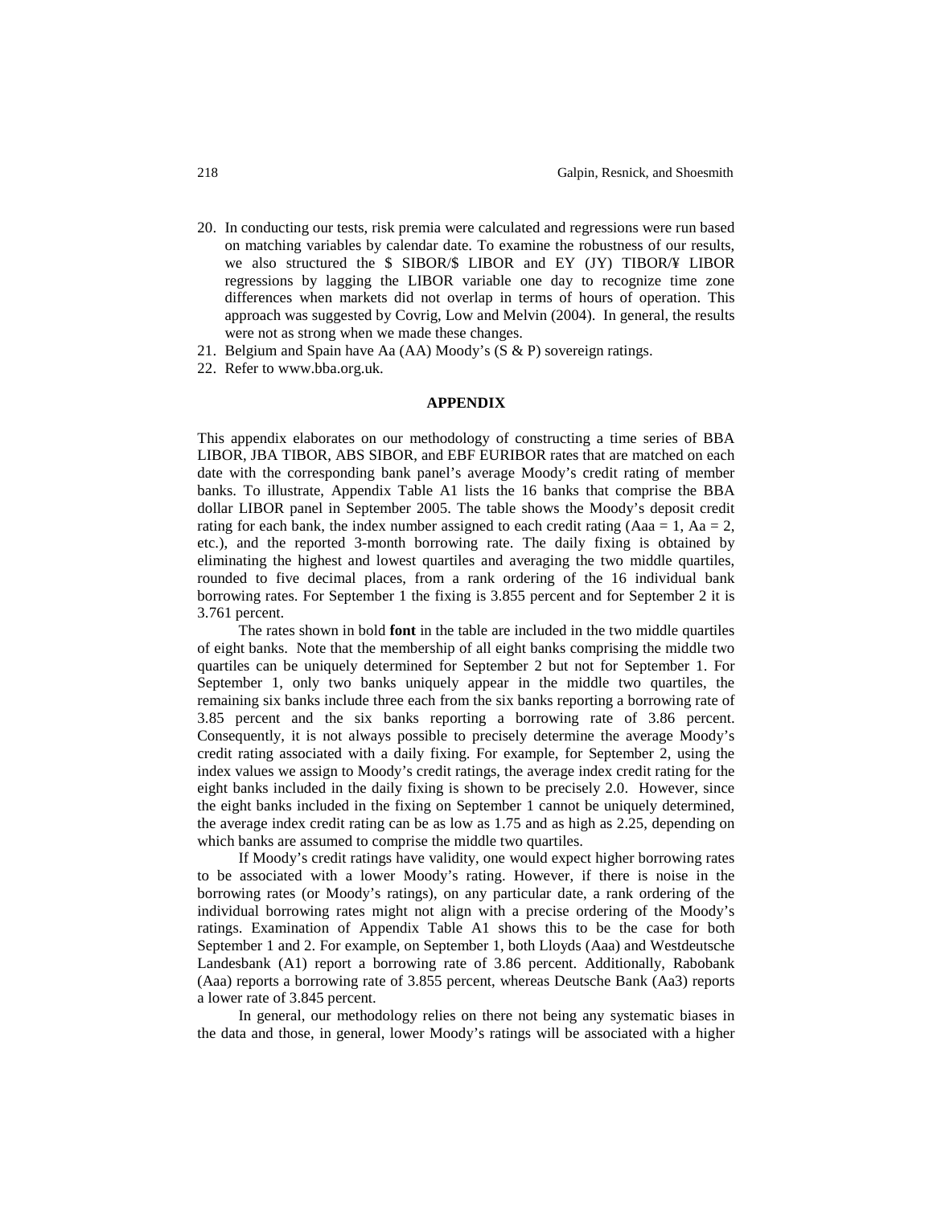20. In conducting our tests, risk premia were calculated and regressions were run based on matching variables by calendar date. To examine the robustness of our results, we also structured the \$ SIBOR/\$ LIBOR and EY (JY) TIBOR/¥ LIBOR regressions by lagging the LIBOR variable one day to recognize time zone differences when markets did not overlap in terms of hours of operation. This approach was suggested by Covrig, Low and Melvin (2004). In general, the results were not as strong when we made these changes.
21. Belgium and Spain have Aa (AA) Moody's (S & P) sovereign ratings.
22. Refer to www.bba.org.uk.

## APPENDIX

This appendix elaborates on our methodology of constructing a time series of BBA LIBOR, JBA TIBOR, ABS SIBOR, and EBF EURIBOR rates that are matched on each date with the corresponding bank panel's average Moody's credit rating of member banks. To illustrate, Appendix Table A1 lists the 16 banks that comprise the BBA dollar LIBOR panel in September 2005. The table shows the Moody's deposit credit rating for each bank, the index number assigned to each credit rating (Aaa = 1, Aa = 2, etc.), and the reported 3-month borrowing rate. The daily fixing is obtained by eliminating the highest and lowest quartiles and averaging the two middle quartiles, rounded to five decimal places, from a rank ordering of the 16 individual bank borrowing rates. For September 1 the fixing is 3.855 percent and for September 2 it is 3.761 percent.

The rates shown in bold **font** in the table are included in the two middle quartiles of eight banks. Note that the membership of all eight banks comprising the middle two quartiles can be uniquely determined for September 2 but not for September 1. For September 1, only two banks uniquely appear in the middle two quartiles, the remaining six banks include three each from the six banks reporting a borrowing rate of 3.85 percent and the six banks reporting a borrowing rate of 3.86 percent. Consequently, it is not always possible to precisely determine the average Moody's credit rating associated with a daily fixing. For example, for September 2, using the index values we assign to Moody's credit ratings, the average index credit rating for the eight banks included in the daily fixing is shown to be precisely 2.0. However, since the eight banks included in the fixing on September 1 cannot be uniquely determined, the average index credit rating can be as low as 1.75 and as high as 2.25, depending on which banks are assumed to comprise the middle two quartiles.

If Moody's credit ratings have validity, one would expect higher borrowing rates to be associated with a lower Moody's rating. However, if there is noise in the borrowing rates (or Moody's ratings), on any particular date, a rank ordering of the individual borrowing rates might not align with a precise ordering of the Moody's ratings. Examination of Appendix Table A1 shows this to be the case for both September 1 and 2. For example, on September 1, both Lloyds (Aaa) and Westdeutsche Landesbank (A1) report a borrowing rate of 3.86 percent. Additionally, Rabobank (Aaa) reports a borrowing rate of 3.855 percent, whereas Deutsche Bank (Aa3) reports a lower rate of 3.845 percent.

In general, our methodology relies on there not being any systematic biases in the data and those, in general, lower Moody's ratings will be associated with a higher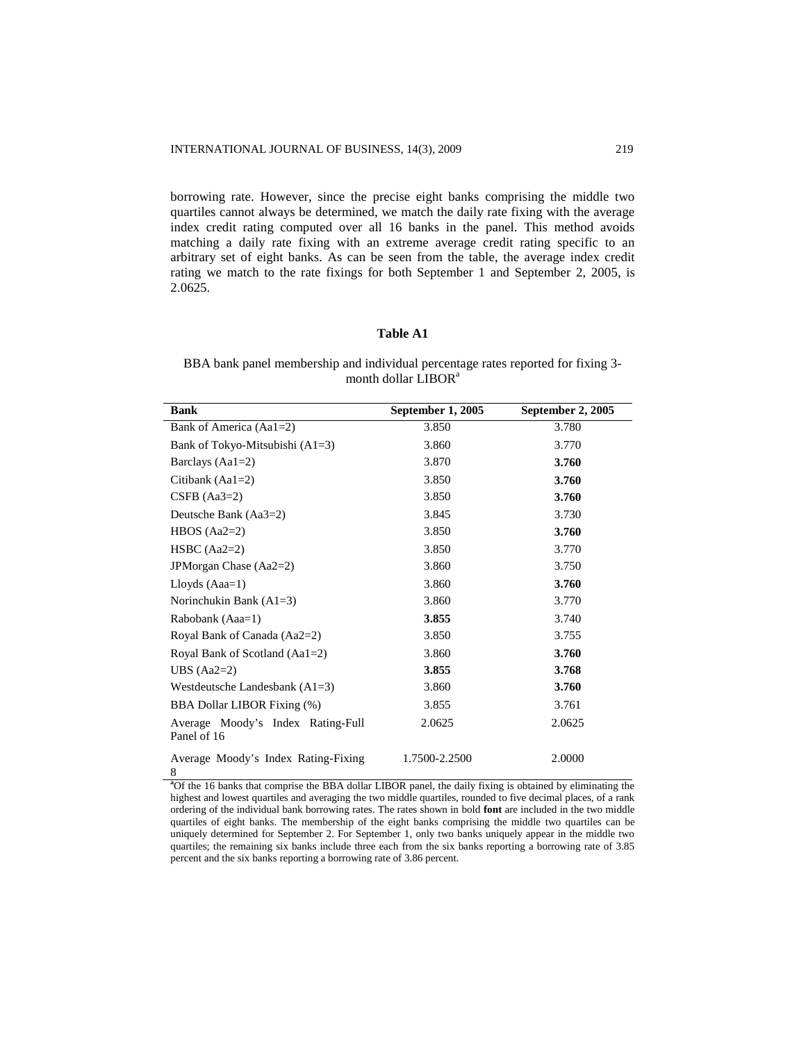borrowing rate. However, since the precise eight banks comprising the middle two quartiles cannot always be determined, we match the daily rate fixing with the average index credit rating computed over all 16 banks in the panel. This method avoids matching a daily rate fixing with an extreme average credit rating specific to an arbitrary set of eight banks. As can be seen from the table, the average index credit rating we match to the rate fixings for both September 1 and September 2, 2005, is 2.0625.

### Table A1

BBA bank panel membership and individual percentage rates reported for fixing 3-month dollar LIBOR[a]

| Bank | September 1, 2005 | September 2, 2005 |
|---|---|---|
| Bank of America (Aa1=2) | 3.850 | 3.780 |
| Bank of Tokyo-Mitsubishi (A1=3) | 3.860 | 3.770 |
| Barclays (Aa1=2) | 3.870 | **3.760** |
| Citibank (Aa1=2) | 3.850 | **3.760** |
| CSFB (Aa3=2) | 3.850 | **3.760** |
| Deutsche Bank (Aa3=2) | 3.845 | 3.730 |
| HBOS (Aa2=2) | 3.850 | **3.760** |
| HSBC (Aa2=2) | 3.850 | 3.770 |
| JPMorgan Chase (Aa2=2) | 3.860 | 3.750 |
| Lloyds (Aaa=1) | 3.860 | **3.760** |
| Norinchukin Bank (A1=3) | 3.860 | 3.770 |
| Rabobank (Aaa=1) | **3.855** | 3.740 |
| Royal Bank of Canada (Aa2=2) | 3.850 | 3.755 |
| Royal Bank of Scotland (Aa1=2) | 3.860 | **3.760** |
| UBS (Aa2=2) | **3.855** | **3.768** |
| Westdeutsche Landesbank (A1=3) | 3.860 | **3.760** |
| BBA Dollar LIBOR Fixing (%) | 3.855 | 3.761 |
| Average Moody's Index Rating-Full Panel of 16 | 2.0625 | 2.0625 |
| Average Moody's Index Rating-Fixing 8 | 1.7500-2.2500 | 2.0000 |

[a]Of the 16 banks that comprise the BBA dollar LIBOR panel, the daily fixing is obtained by eliminating the highest and lowest quartiles and averaging the two middle quartiles, rounded to five decimal places, of a rank ordering of the individual bank borrowing rates. The rates shown in bold **font** are included in the two middle quartiles of eight banks. The membership of the eight banks comprising the middle two quartiles can be uniquely determined for September 2. For September 1, only two banks uniquely appear in the middle two quartiles; the remaining six banks include three each from the six banks reporting a borrowing rate of 3.85 percent and the six banks reporting a borrowing rate of 3.86 percent.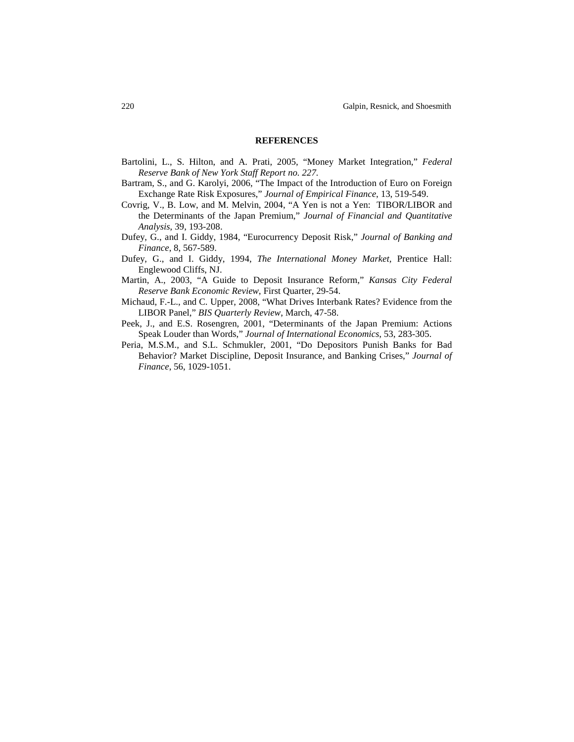## REFERENCES

Bartolini, L., S. Hilton, and A. Prati, 2005, "Money Market Integration," *Federal Reserve Bank of New York Staff Report no. 227*.

Bartram, S., and G. Karolyi, 2006, "The Impact of the Introduction of Euro on Foreign Exchange Rate Risk Exposures," *Journal of Empirical Finance*, 13, 519-549.

Covrig, V., B. Low, and M. Melvin, 2004, "A Yen is not a Yen: TIBOR/LIBOR and the Determinants of the Japan Premium," *Journal of Financial and Quantitative Analysis*, 39, 193-208.

Dufey, G., and I. Giddy, 1984, "Eurocurrency Deposit Risk," *Journal of Banking and Finance*, 8, 567-589.

Dufey, G., and I. Giddy, 1994, *The International Money Market*, Prentice Hall: Englewood Cliffs, NJ.

Martin, A., 2003, "A Guide to Deposit Insurance Reform," *Kansas City Federal Reserve Bank Economic Review*, First Quarter, 29-54.

Michaud, F.-L., and C. Upper, 2008, "What Drives Interbank Rates? Evidence from the LIBOR Panel," *BIS Quarterly Review*, March, 47-58.

Peek, J., and E.S. Rosengren, 2001, "Determinants of the Japan Premium: Actions Speak Louder than Words," *Journal of International Economics*, 53, 283-305.

Peria, M.S.M., and S.L. Schmukler, 2001, "Do Depositors Punish Banks for Bad Behavior? Market Discipline, Deposit Insurance, and Banking Crises," *Journal of Finance*, 56, 1029-1051.